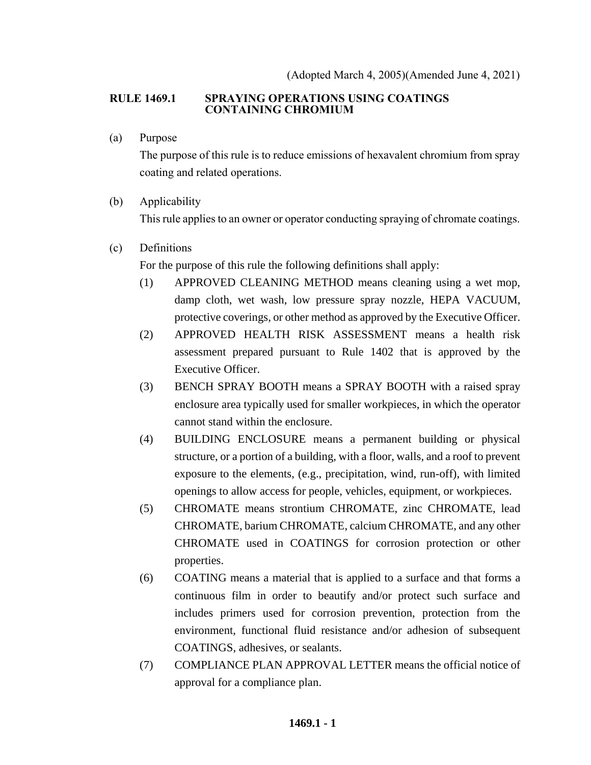(Adopted March 4, 2005)(Amended June 4, 2021)

# RULE 1469.1 SPRAYING OPERATIONS USING COATINGS CONTAINING CHROMIUM

(a) Purpose

The purpose of this rule is to reduce emissions of hexavalent chromium from spray coating and related operations.

(b) Applicability

This rule applies to an owner or operator conducting spraying of chromate coatings.

(c) Definitions

For the purpose of this rule the following definitions shall apply:

(1) APPROVED CLEANING METHOD means cleaning using a wet mop, damp cloth, wet wash, low pressure spray nozzle, HEPA VACUUM, protective coverings, or other method as approved by the Executive Officer.

(2) APPROVED HEALTH RISK ASSESSMENT means a health risk assessment prepared pursuant to Rule 1402 that is approved by the Executive Officer.

(3) BENCH SPRAY BOOTH means a SPRAY BOOTH with a raised spray enclosure area typically used for smaller workpieces, in which the operator cannot stand within the enclosure.

(4) BUILDING ENCLOSURE means a permanent building or physical structure, or a portion of a building, with a floor, walls, and a roof to prevent exposure to the elements, (e.g., precipitation, wind, run-off), with limited openings to allow access for people, vehicles, equipment, or workpieces.

(5) CHROMATE means strontium CHROMATE, zinc CHROMATE, lead CHROMATE, barium CHROMATE, calcium CHROMATE, and any other CHROMATE used in COATINGS for corrosion protection or other properties.

(6) COATING means a material that is applied to a surface and that forms a continuous film in order to beautify and/or protect such surface and includes primers used for corrosion prevention, protection from the environment, functional fluid resistance and/or adhesion of subsequent COATINGS, adhesives, or sealants.

(7) COMPLIANCE PLAN APPROVAL LETTER means the official notice of approval for a compliance plan.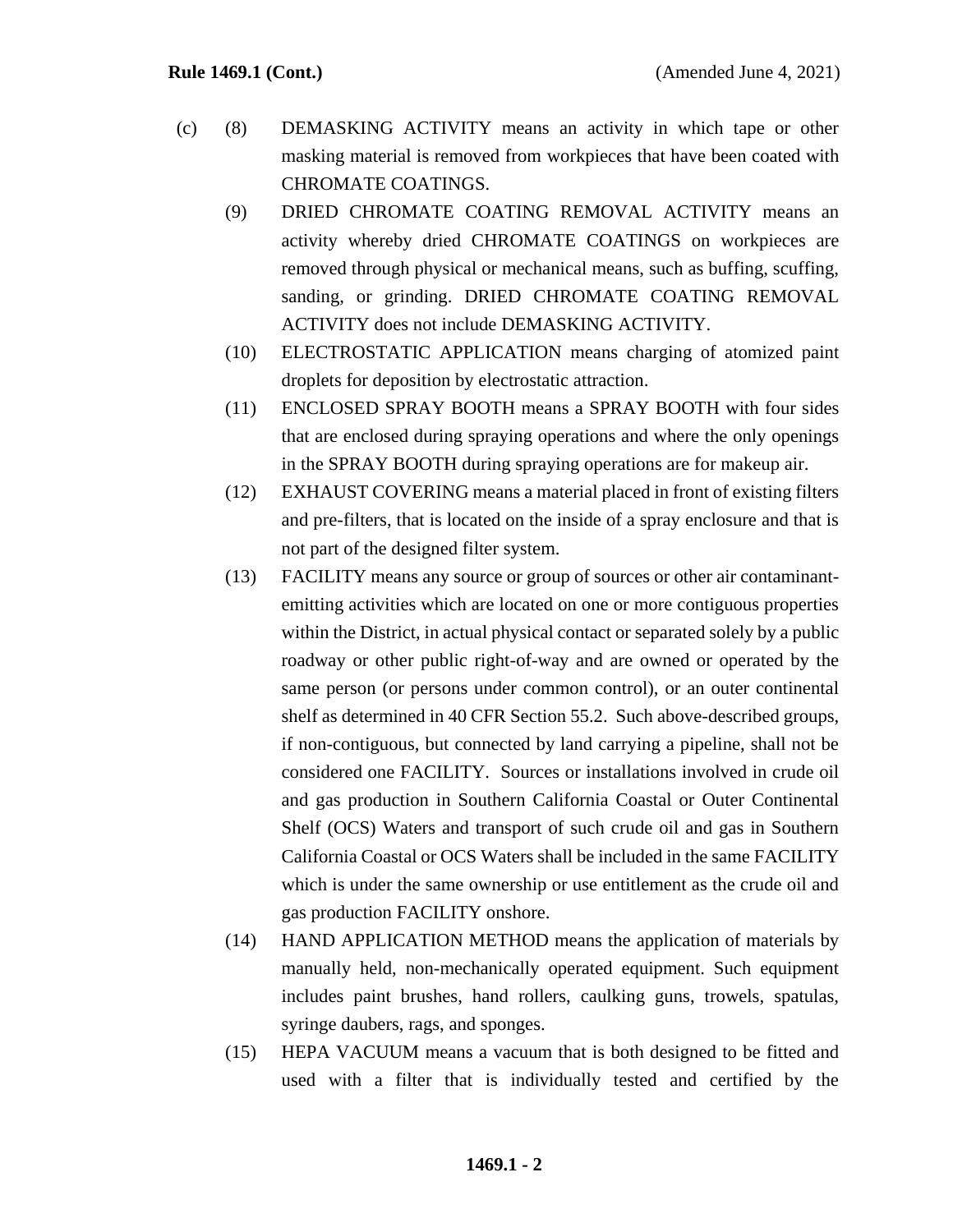(c) (8) DEMASKING ACTIVITY means an activity in which tape or other masking material is removed from workpieces that have been coated with CHROMATE COATINGS.

(9) DRIED CHROMATE COATING REMOVAL ACTIVITY means an activity whereby dried CHROMATE COATINGS on workpieces are removed through physical or mechanical means, such as buffing, scuffing, sanding, or grinding. DRIED CHROMATE COATING REMOVAL ACTIVITY does not include DEMASKING ACTIVITY.

(10) ELECTROSTATIC APPLICATION means charging of atomized paint droplets for deposition by electrostatic attraction.

(11) ENCLOSED SPRAY BOOTH means a SPRAY BOOTH with four sides that are enclosed during spraying operations and where the only openings in the SPRAY BOOTH during spraying operations are for makeup air.

(12) EXHAUST COVERING means a material placed in front of existing filters and pre-filters, that is located on the inside of a spray enclosure and that is not part of the designed filter system.

(13) FACILITY means any source or group of sources or other air contaminant-emitting activities which are located on one or more contiguous properties within the District, in actual physical contact or separated solely by a public roadway or other public right-of-way and are owned or operated by the same person (or persons under common control), or an outer continental shelf as determined in 40 CFR Section 55.2. Such above-described groups, if non-contiguous, but connected by land carrying a pipeline, shall not be considered one FACILITY. Sources or installations involved in crude oil and gas production in Southern California Coastal or Outer Continental Shelf (OCS) Waters and transport of such crude oil and gas in Southern California Coastal or OCS Waters shall be included in the same FACILITY which is under the same ownership or use entitlement as the crude oil and gas production FACILITY onshore.

(14) HAND APPLICATION METHOD means the application of materials by manually held, non-mechanically operated equipment. Such equipment includes paint brushes, hand rollers, caulking guns, trowels, spatulas, syringe daubers, rags, and sponges.

(15) HEPA VACUUM means a vacuum that is both designed to be fitted and used with a filter that is individually tested and certified by the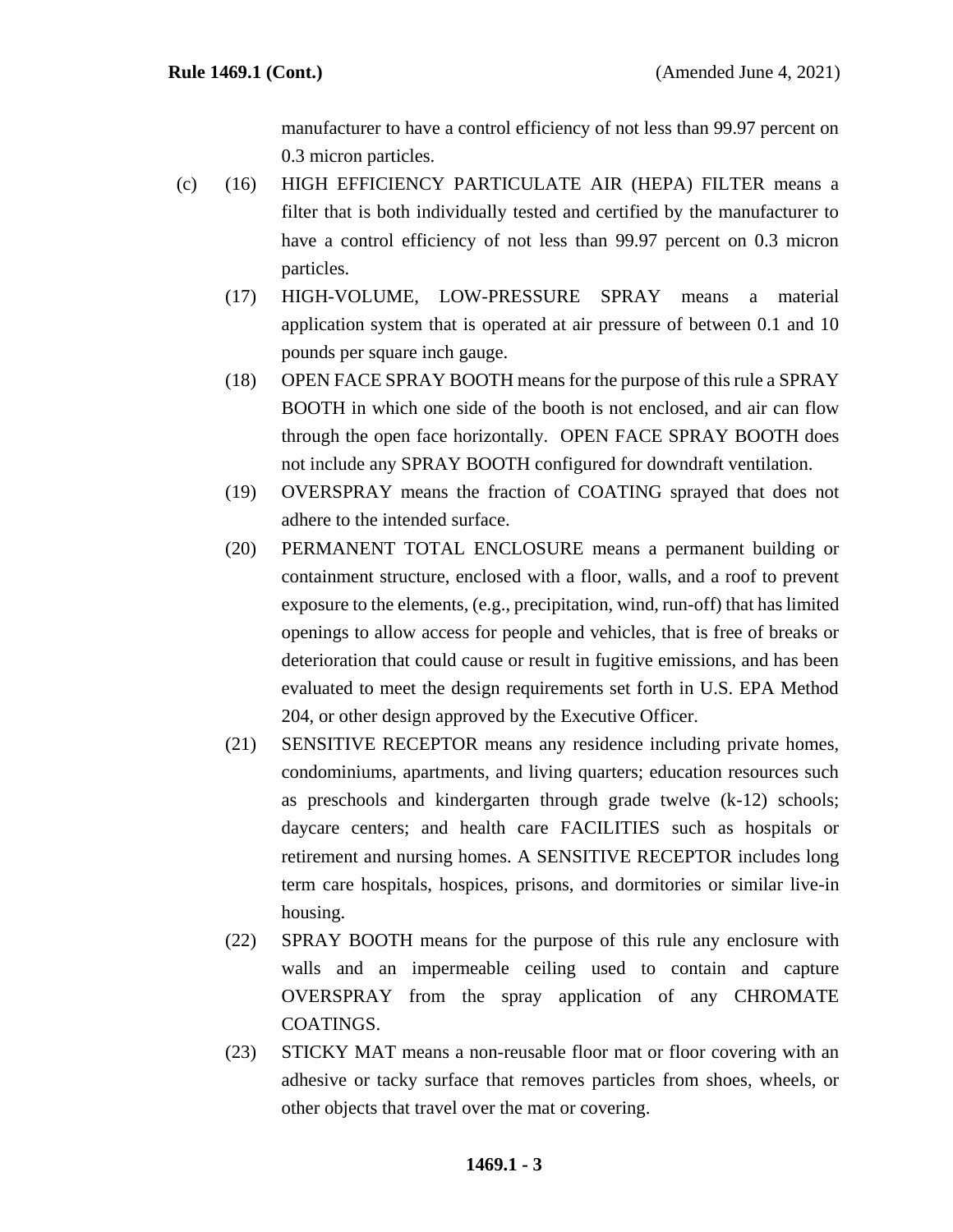manufacturer to have a control efficiency of not less than 99.97 percent on 0.3 micron particles.

(c) (16) HIGH EFFICIENCY PARTICULATE AIR (HEPA) FILTER means a filter that is both individually tested and certified by the manufacturer to have a control efficiency of not less than 99.97 percent on 0.3 micron particles.

(17) HIGH-VOLUME, LOW-PRESSURE SPRAY means a material application system that is operated at air pressure of between 0.1 and 10 pounds per square inch gauge.

(18) OPEN FACE SPRAY BOOTH means for the purpose of this rule a SPRAY BOOTH in which one side of the booth is not enclosed, and air can flow through the open face horizontally. OPEN FACE SPRAY BOOTH does not include any SPRAY BOOTH configured for downdraft ventilation.

(19) OVERSPRAY means the fraction of COATING sprayed that does not adhere to the intended surface.

(20) PERMANENT TOTAL ENCLOSURE means a permanent building or containment structure, enclosed with a floor, walls, and a roof to prevent exposure to the elements, (e.g., precipitation, wind, run-off) that has limited openings to allow access for people and vehicles, that is free of breaks or deterioration that could cause or result in fugitive emissions, and has been evaluated to meet the design requirements set forth in U.S. EPA Method 204, or other design approved by the Executive Officer.

(21) SENSITIVE RECEPTOR means any residence including private homes, condominiums, apartments, and living quarters; education resources such as preschools and kindergarten through grade twelve (k-12) schools; daycare centers; and health care FACILITIES such as hospitals or retirement and nursing homes. A SENSITIVE RECEPTOR includes long term care hospitals, hospices, prisons, and dormitories or similar live-in housing.

(22) SPRAY BOOTH means for the purpose of this rule any enclosure with walls and an impermeable ceiling used to contain and capture OVERSPRAY from the spray application of any CHROMATE COATINGS.

(23) STICKY MAT means a non-reusable floor mat or floor covering with an adhesive or tacky surface that removes particles from shoes, wheels, or other objects that travel over the mat or covering.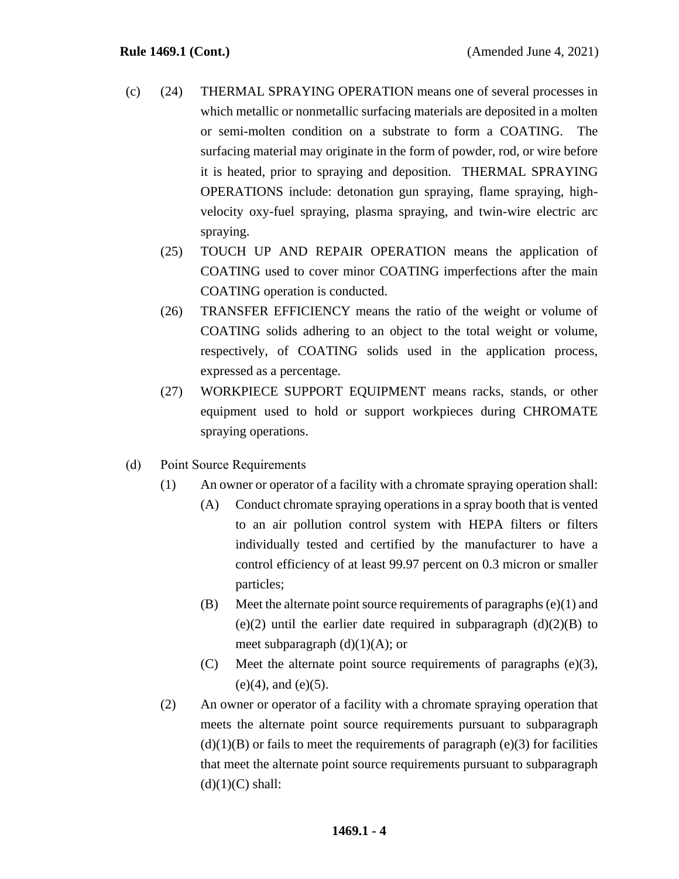(c) (24) THERMAL SPRAYING OPERATION means one of several processes in which metallic or nonmetallic surfacing materials are deposited in a molten or semi-molten condition on a substrate to form a COATING. The surfacing material may originate in the form of powder, rod, or wire before it is heated, prior to spraying and deposition. THERMAL SPRAYING OPERATIONS include: detonation gun spraying, flame spraying, high-velocity oxy-fuel spraying, plasma spraying, and twin-wire electric arc spraying.

(25) TOUCH UP AND REPAIR OPERATION means the application of COATING used to cover minor COATING imperfections after the main COATING operation is conducted.

(26) TRANSFER EFFICIENCY means the ratio of the weight or volume of COATING solids adhering to an object to the total weight or volume, respectively, of COATING solids used in the application process, expressed as a percentage.

(27) WORKPIECE SUPPORT EQUIPMENT means racks, stands, or other equipment used to hold or support workpieces during CHROMATE spraying operations.

(d) Point Source Requirements

(1) An owner or operator of a facility with a chromate spraying operation shall:

(A) Conduct chromate spraying operations in a spray booth that is vented to an air pollution control system with HEPA filters or filters individually tested and certified by the manufacturer to have a control efficiency of at least 99.97 percent on 0.3 micron or smaller particles;

(B) Meet the alternate point source requirements of paragraphs (e)(1) and (e)(2) until the earlier date required in subparagraph (d)(2)(B) to meet subparagraph (d)(1)(A); or

(C) Meet the alternate point source requirements of paragraphs (e)(3), (e)(4), and (e)(5).

(2) An owner or operator of a facility with a chromate spraying operation that meets the alternate point source requirements pursuant to subparagraph (d)(1)(B) or fails to meet the requirements of paragraph (e)(3) for facilities that meet the alternate point source requirements pursuant to subparagraph (d)(1)(C) shall: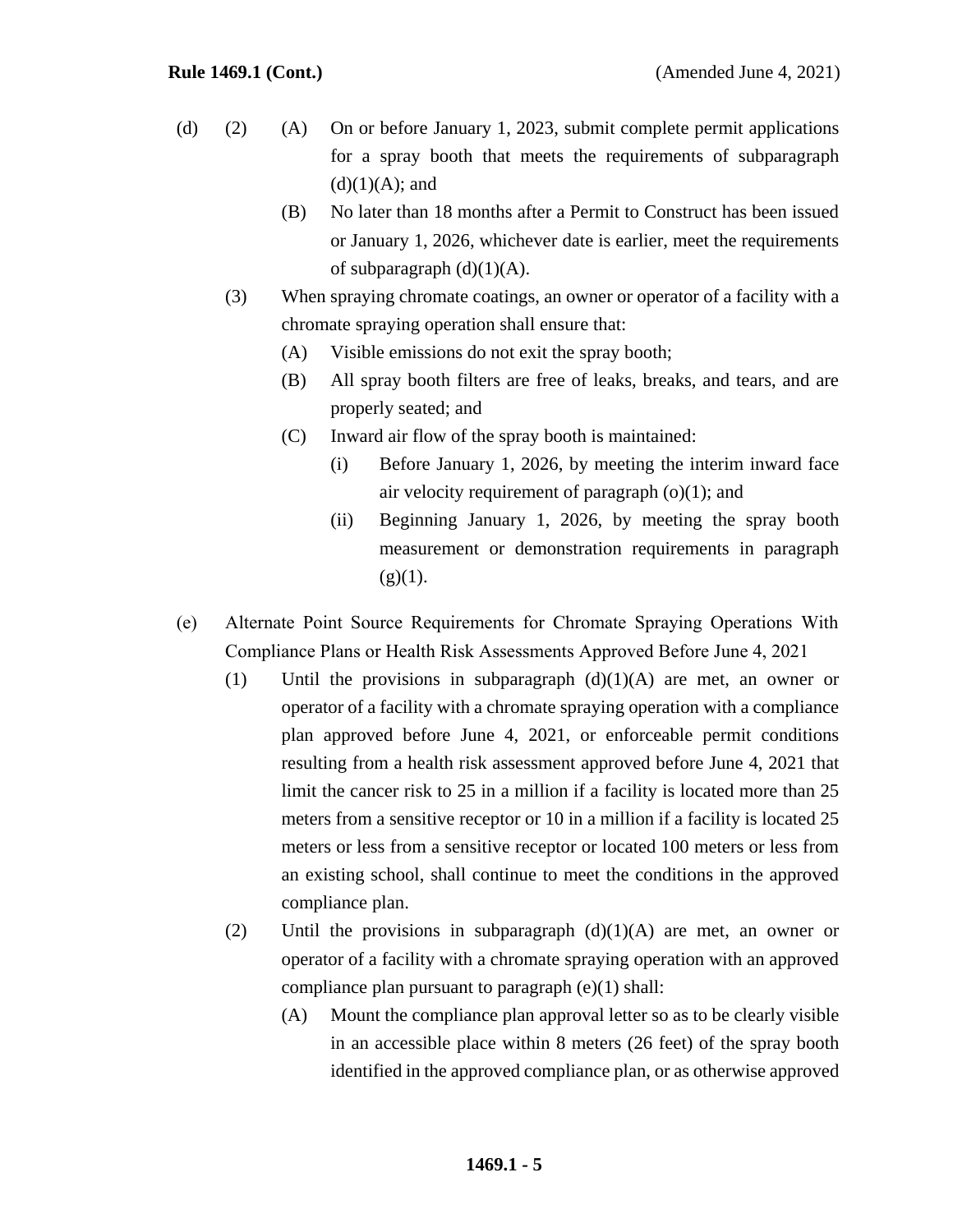(d) (2) (A) On or before January 1, 2023, submit complete permit applications for a spray booth that meets the requirements of subparagraph (d)(1)(A); and

(B) No later than 18 months after a Permit to Construct has been issued or January 1, 2026, whichever date is earlier, meet the requirements of subparagraph (d)(1)(A).

(3) When spraying chromate coatings, an owner or operator of a facility with a chromate spraying operation shall ensure that:

(A) Visible emissions do not exit the spray booth;

(B) All spray booth filters are free of leaks, breaks, and tears, and are properly seated; and

(C) Inward air flow of the spray booth is maintained:

(i) Before January 1, 2026, by meeting the interim inward face air velocity requirement of paragraph (o)(1); and

(ii) Beginning January 1, 2026, by meeting the spray booth measurement or demonstration requirements in paragraph (g)(1).

(e) Alternate Point Source Requirements for Chromate Spraying Operations With Compliance Plans or Health Risk Assessments Approved Before June 4, 2021

(1) Until the provisions in subparagraph (d)(1)(A) are met, an owner or operator of a facility with a chromate spraying operation with a compliance plan approved before June 4, 2021, or enforceable permit conditions resulting from a health risk assessment approved before June 4, 2021 that limit the cancer risk to 25 in a million if a facility is located more than 25 meters from a sensitive receptor or 10 in a million if a facility is located 25 meters or less from a sensitive receptor or located 100 meters or less from an existing school, shall continue to meet the conditions in the approved compliance plan.

(2) Until the provisions in subparagraph (d)(1)(A) are met, an owner or operator of a facility with a chromate spraying operation with an approved compliance plan pursuant to paragraph (e)(1) shall:

(A) Mount the compliance plan approval letter so as to be clearly visible in an accessible place within 8 meters (26 feet) of the spray booth identified in the approved compliance plan, or as otherwise approved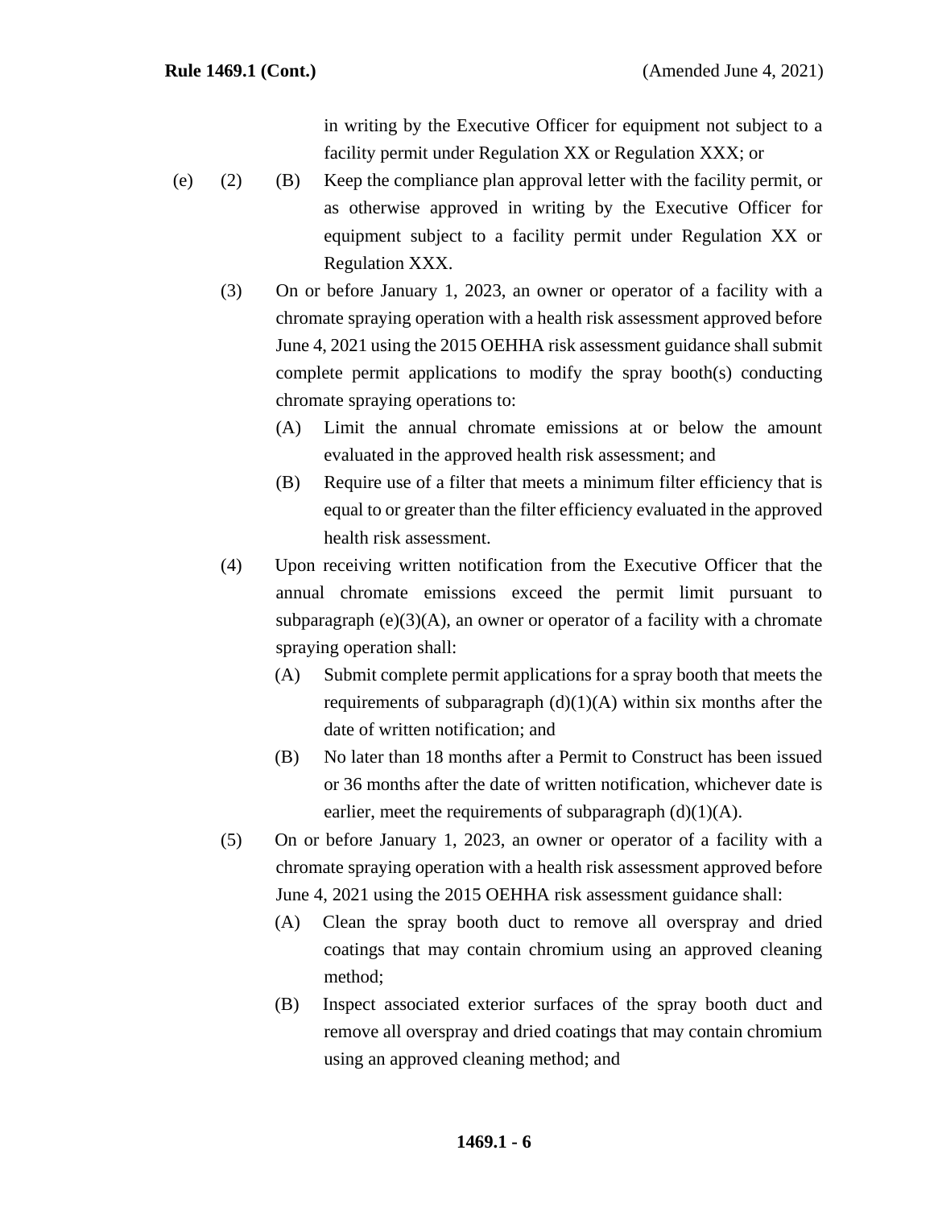in writing by the Executive Officer for equipment not subject to a facility permit under Regulation XX or Regulation XXX; or

(e) (2) (B) Keep the compliance plan approval letter with the facility permit, or as otherwise approved in writing by the Executive Officer for equipment subject to a facility permit under Regulation XX or Regulation XXX.

(3) On or before January 1, 2023, an owner or operator of a facility with a chromate spraying operation with a health risk assessment approved before June 4, 2021 using the 2015 OEHHA risk assessment guidance shall submit complete permit applications to modify the spray booth(s) conducting chromate spraying operations to:

(A) Limit the annual chromate emissions at or below the amount evaluated in the approved health risk assessment; and

(B) Require use of a filter that meets a minimum filter efficiency that is equal to or greater than the filter efficiency evaluated in the approved health risk assessment.

(4) Upon receiving written notification from the Executive Officer that the annual chromate emissions exceed the permit limit pursuant to subparagraph (e)(3)(A), an owner or operator of a facility with a chromate spraying operation shall:

(A) Submit complete permit applications for a spray booth that meets the requirements of subparagraph (d)(1)(A) within six months after the date of written notification; and

(B) No later than 18 months after a Permit to Construct has been issued or 36 months after the date of written notification, whichever date is earlier, meet the requirements of subparagraph (d)(1)(A).

(5) On or before January 1, 2023, an owner or operator of a facility with a chromate spraying operation with a health risk assessment approved before June 4, 2021 using the 2015 OEHHA risk assessment guidance shall:

(A) Clean the spray booth duct to remove all overspray and dried coatings that may contain chromium using an approved cleaning method;

(B) Inspect associated exterior surfaces of the spray booth duct and remove all overspray and dried coatings that may contain chromium using an approved cleaning method; and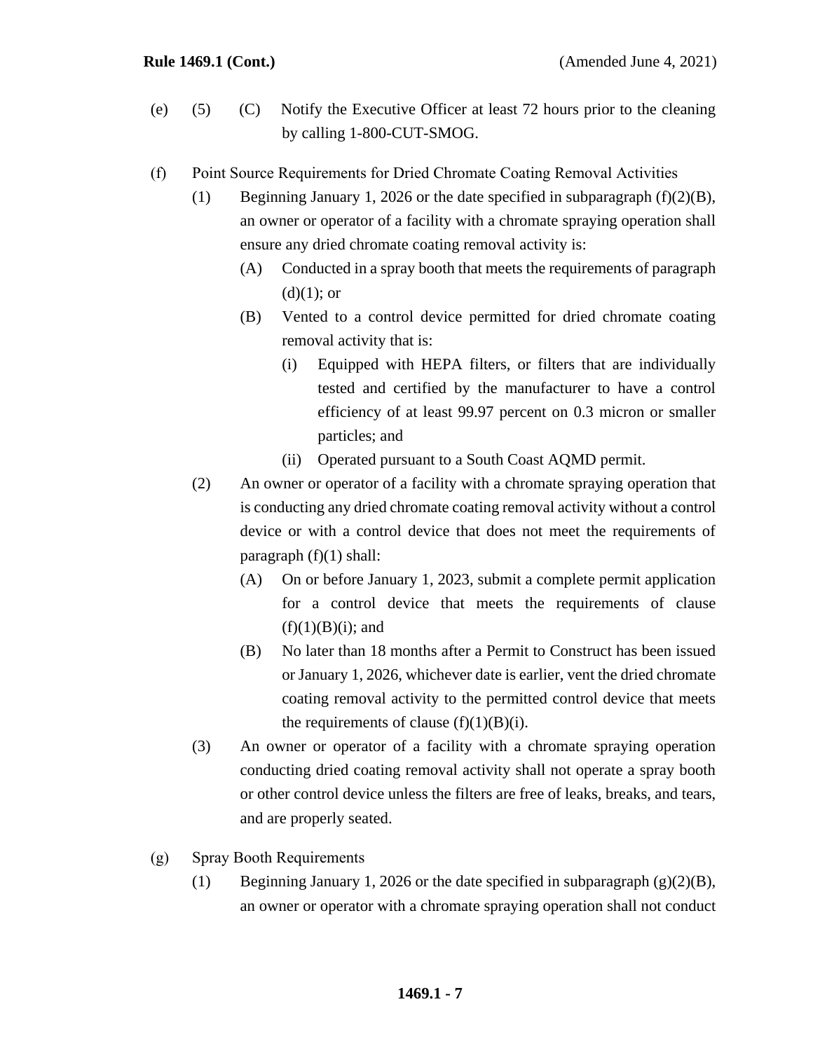(e) (5) (C) Notify the Executive Officer at least 72 hours prior to the cleaning by calling 1-800-CUT-SMOG.

(f) Point Source Requirements for Dried Chromate Coating Removal Activities

(1) Beginning January 1, 2026 or the date specified in subparagraph (f)(2)(B), an owner or operator of a facility with a chromate spraying operation shall ensure any dried chromate coating removal activity is:

(A) Conducted in a spray booth that meets the requirements of paragraph (d)(1); or

(B) Vented to a control device permitted for dried chromate coating removal activity that is:

(i) Equipped with HEPA filters, or filters that are individually tested and certified by the manufacturer to have a control efficiency of at least 99.97 percent on 0.3 micron or smaller particles; and

(ii) Operated pursuant to a South Coast AQMD permit.

(2) An owner or operator of a facility with a chromate spraying operation that is conducting any dried chromate coating removal activity without a control device or with a control device that does not meet the requirements of paragraph (f)(1) shall:

(A) On or before January 1, 2023, submit a complete permit application for a control device that meets the requirements of clause (f)(1)(B)(i); and

(B) No later than 18 months after a Permit to Construct has been issued or January 1, 2026, whichever date is earlier, vent the dried chromate coating removal activity to the permitted control device that meets the requirements of clause (f)(1)(B)(i).

(3) An owner or operator of a facility with a chromate spraying operation conducting dried coating removal activity shall not operate a spray booth or other control device unless the filters are free of leaks, breaks, and tears, and are properly seated.

(g) Spray Booth Requirements

(1) Beginning January 1, 2026 or the date specified in subparagraph (g)(2)(B), an owner or operator with a chromate spraying operation shall not conduct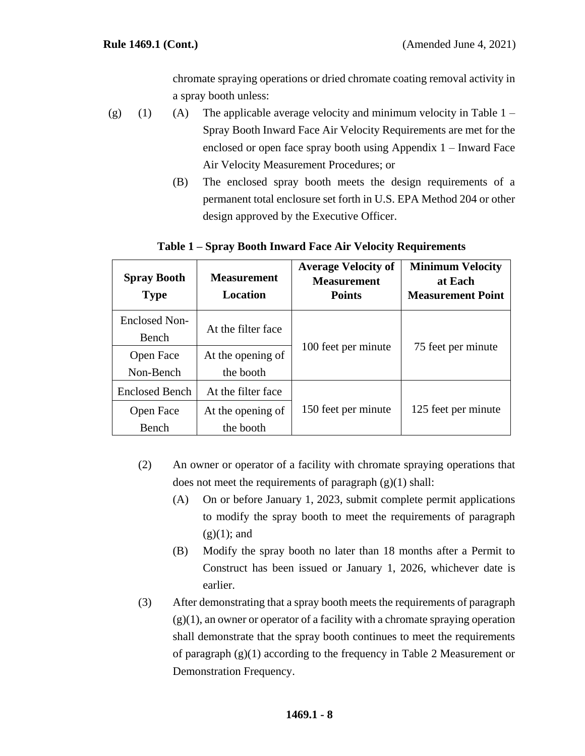chromate spraying operations or dried chromate coating removal activity in a spray booth unless:

(g) (1) (A) The applicable average velocity and minimum velocity in Table 1 – Spray Booth Inward Face Air Velocity Requirements are met for the enclosed or open face spray booth using Appendix 1 – Inward Face Air Velocity Measurement Procedures; or

(B) The enclosed spray booth meets the design requirements of a permanent total enclosure set forth in U.S. EPA Method 204 or other design approved by the Executive Officer.

**Table 1 – Spray Booth Inward Face Air Velocity Requirements**

| Spray Booth Type | Measurement Location | Average Velocity of Measurement Points | Minimum Velocity at Each Measurement Point |
|---|---|---|---|
| Enclosed Non-Bench | At the filter face | 100 feet per minute | 75 feet per minute |
| Open Face Non-Bench | At the opening of the booth | | |
| Enclosed Bench | At the filter face | 150 feet per minute | 125 feet per minute |
| Open Face Bench | At the opening of the booth | | |

(2) An owner or operator of a facility with chromate spraying operations that does not meet the requirements of paragraph (g)(1) shall:

(A) On or before January 1, 2023, submit complete permit applications to modify the spray booth to meet the requirements of paragraph (g)(1); and

(B) Modify the spray booth no later than 18 months after a Permit to Construct has been issued or January 1, 2026, whichever date is earlier.

(3) After demonstrating that a spray booth meets the requirements of paragraph (g)(1), an owner or operator of a facility with a chromate spraying operation shall demonstrate that the spray booth continues to meet the requirements of paragraph (g)(1) according to the frequency in Table 2 Measurement or Demonstration Frequency.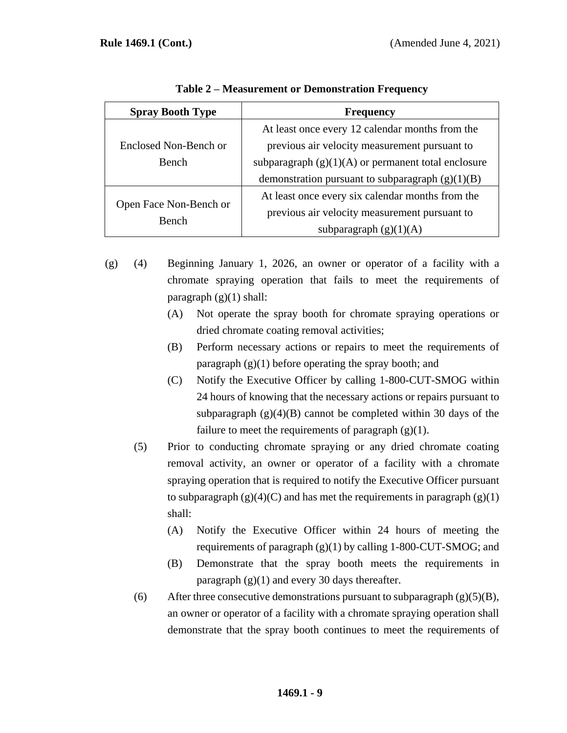**Table 2 – Measurement or Demonstration Frequency**

| Spray Booth Type | Frequency |
|---|---|
| Enclosed Non-Bench or Bench | At least once every 12 calendar months from the previous air velocity measurement pursuant to subparagraph (g)(1)(A) or permanent total enclosure demonstration pursuant to subparagraph (g)(1)(B) |
| Open Face Non-Bench or Bench | At least once every six calendar months from the previous air velocity measurement pursuant to subparagraph (g)(1)(A) |

(g) (4) Beginning January 1, 2026, an owner or operator of a facility with a chromate spraying operation that fails to meet the requirements of paragraph (g)(1) shall:

(A) Not operate the spray booth for chromate spraying operations or dried chromate coating removal activities;

(B) Perform necessary actions or repairs to meet the requirements of paragraph (g)(1) before operating the spray booth; and

(C) Notify the Executive Officer by calling 1-800-CUT-SMOG within 24 hours of knowing that the necessary actions or repairs pursuant to subparagraph (g)(4)(B) cannot be completed within 30 days of the failure to meet the requirements of paragraph (g)(1).

(5) Prior to conducting chromate spraying or any dried chromate coating removal activity, an owner or operator of a facility with a chromate spraying operation that is required to notify the Executive Officer pursuant to subparagraph (g)(4)(C) and has met the requirements in paragraph (g)(1) shall:

(A) Notify the Executive Officer within 24 hours of meeting the requirements of paragraph (g)(1) by calling 1-800-CUT-SMOG; and

(B) Demonstrate that the spray booth meets the requirements in paragraph (g)(1) and every 30 days thereafter.

(6) After three consecutive demonstrations pursuant to subparagraph (g)(5)(B), an owner or operator of a facility with a chromate spraying operation shall demonstrate that the spray booth continues to meet the requirements of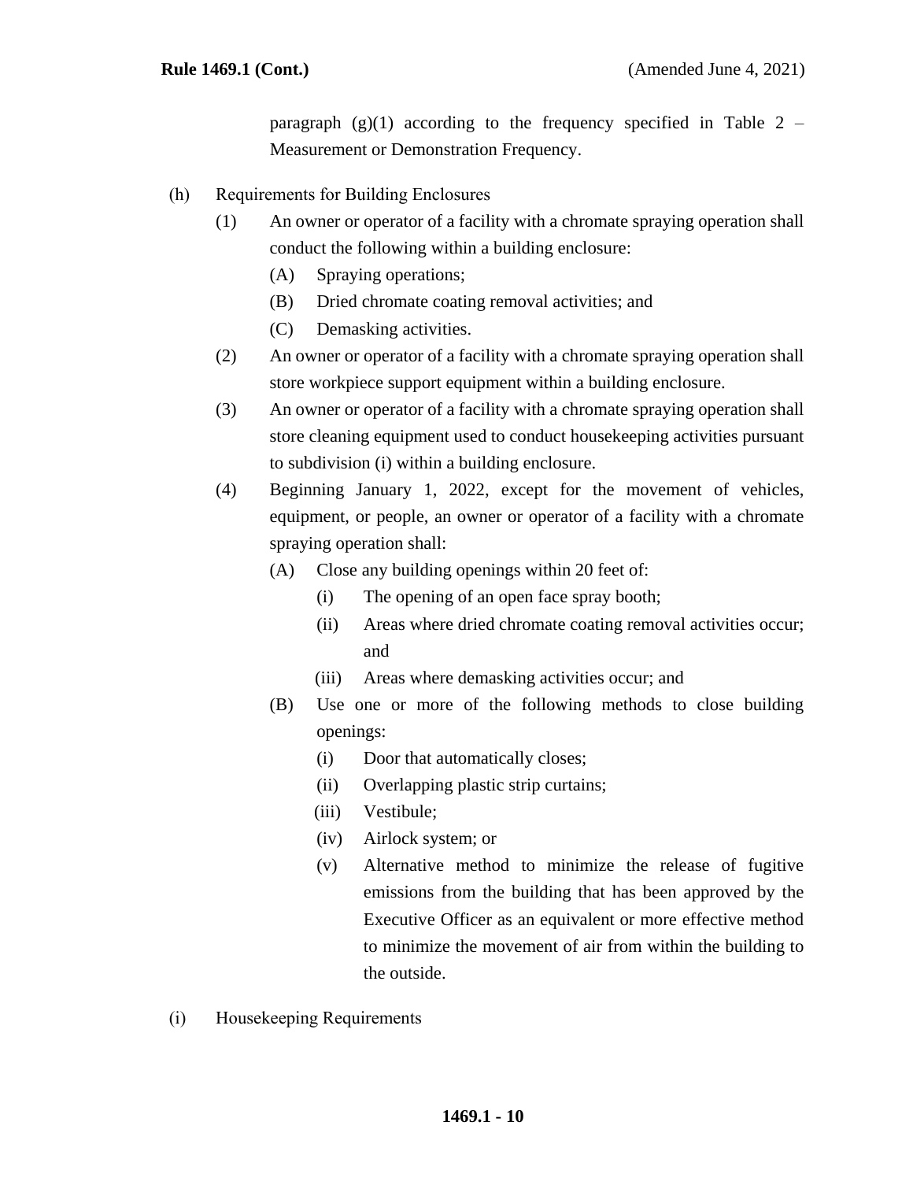paragraph (g)(1) according to the frequency specified in Table 2 – Measurement or Demonstration Frequency.

(h) Requirements for Building Enclosures

(1) An owner or operator of a facility with a chromate spraying operation shall conduct the following within a building enclosure:

(A) Spraying operations;

(B) Dried chromate coating removal activities; and

(C) Demasking activities.

(2) An owner or operator of a facility with a chromate spraying operation shall store workpiece support equipment within a building enclosure.

(3) An owner or operator of a facility with a chromate spraying operation shall store cleaning equipment used to conduct housekeeping activities pursuant to subdivision (i) within a building enclosure.

(4) Beginning January 1, 2022, except for the movement of vehicles, equipment, or people, an owner or operator of a facility with a chromate spraying operation shall:

(A) Close any building openings within 20 feet of:

(i) The opening of an open face spray booth;

(ii) Areas where dried chromate coating removal activities occur; and

(iii) Areas where demasking activities occur; and

(B) Use one or more of the following methods to close building openings:

(i) Door that automatically closes;

(ii) Overlapping plastic strip curtains;

(iii) Vestibule;

(iv) Airlock system; or

(v) Alternative method to minimize the release of fugitive emissions from the building that has been approved by the Executive Officer as an equivalent or more effective method to minimize the movement of air from within the building to the outside.

(i) Housekeeping Requirements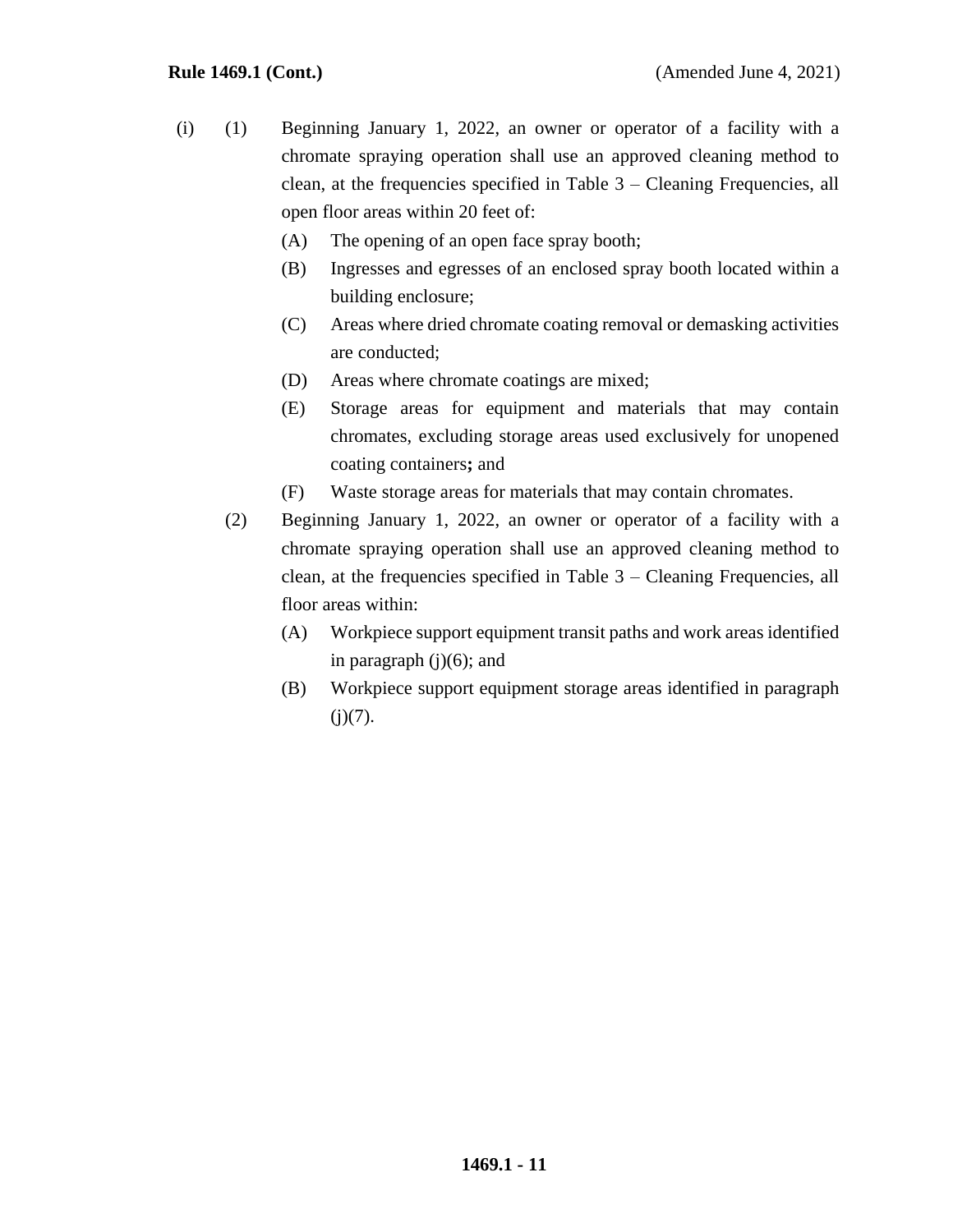(i) (1) Beginning January 1, 2022, an owner or operator of a facility with a chromate spraying operation shall use an approved cleaning method to clean, at the frequencies specified in Table 3 – Cleaning Frequencies, all open floor areas within 20 feet of:

   (A) The opening of an open face spray booth;

   (B) Ingresses and egresses of an enclosed spray booth located within a building enclosure;

   (C) Areas where dried chromate coating removal or demasking activities are conducted;

   (D) Areas where chromate coatings are mixed;

   (E) Storage areas for equipment and materials that may contain chromates, excluding storage areas used exclusively for unopened coating containers**;** and

   (F) Waste storage areas for materials that may contain chromates.

(2) Beginning January 1, 2022, an owner or operator of a facility with a chromate spraying operation shall use an approved cleaning method to clean, at the frequencies specified in Table 3 – Cleaning Frequencies, all floor areas within:

   (A) Workpiece support equipment transit paths and work areas identified in paragraph (j)(6); and

   (B) Workpiece support equipment storage areas identified in paragraph (j)(7).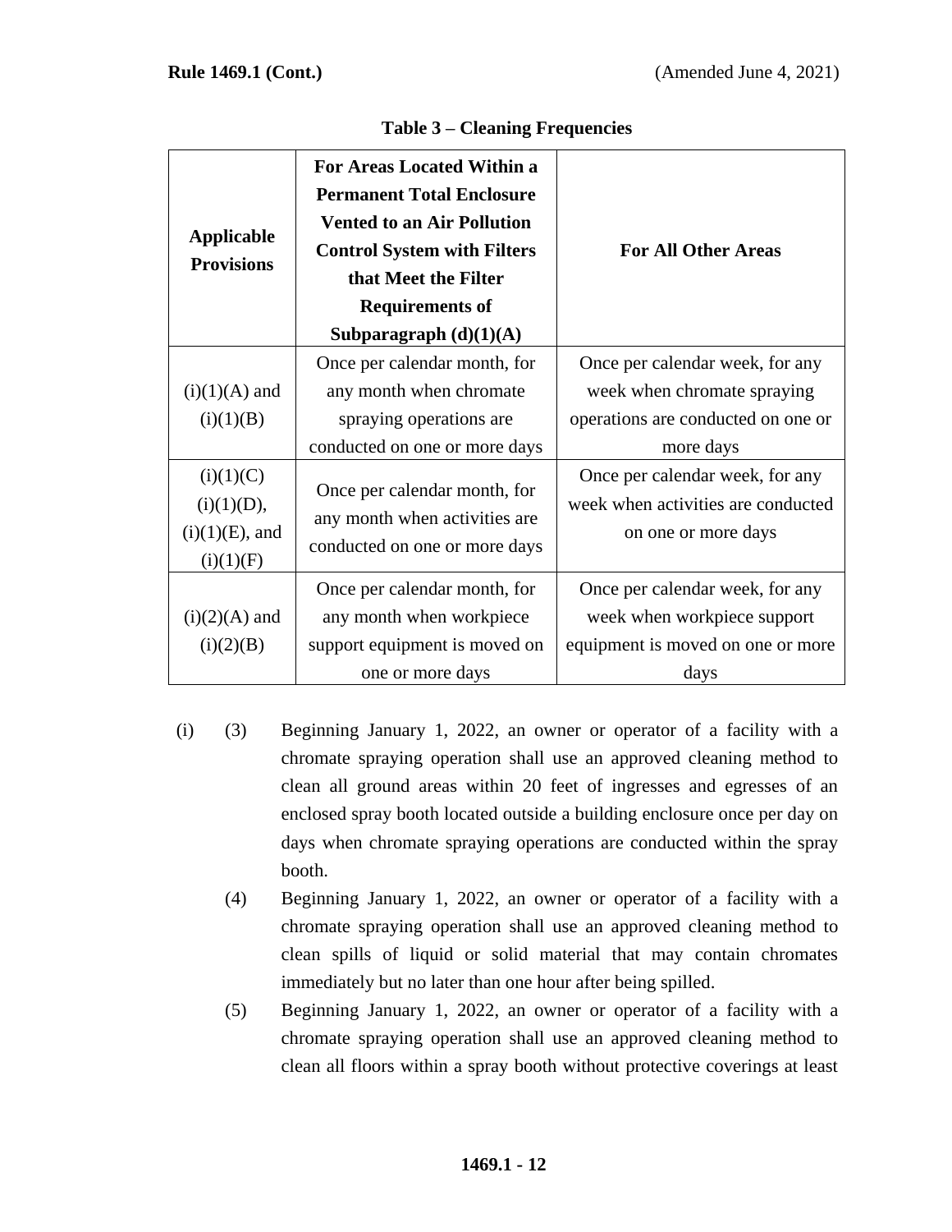**Table 3 – Cleaning Frequencies**

| Applicable Provisions | For Areas Located Within a Permanent Total Enclosure Vented to an Air Pollution Control System with Filters that Meet the Filter Requirements of Subparagraph (d)(1)(A) | For All Other Areas |
|---|---|---|
| (i)(1)(A) and (i)(1)(B) | Once per calendar month, for any month when chromate spraying operations are conducted on one or more days | Once per calendar week, for any week when chromate spraying operations are conducted on one or more days |
| (i)(1)(C) (i)(1)(D), (i)(1)(E), and (i)(1)(F) | Once per calendar month, for any month when activities are conducted on one or more days | Once per calendar week, for any week when activities are conducted on one or more days |
| (i)(2)(A) and (i)(2)(B) | Once per calendar month, for any month when workpiece support equipment is moved on one or more days | Once per calendar week, for any week when workpiece support equipment is moved on one or more days |

(i) (3) Beginning January 1, 2022, an owner or operator of a facility with a chromate spraying operation shall use an approved cleaning method to clean all ground areas within 20 feet of ingresses and egresses of an enclosed spray booth located outside a building enclosure once per day on days when chromate spraying operations are conducted within the spray booth.

(4) Beginning January 1, 2022, an owner or operator of a facility with a chromate spraying operation shall use an approved cleaning method to clean spills of liquid or solid material that may contain chromates immediately but no later than one hour after being spilled.

(5) Beginning January 1, 2022, an owner or operator of a facility with a chromate spraying operation shall use an approved cleaning method to clean all floors within a spray booth without protective coverings at least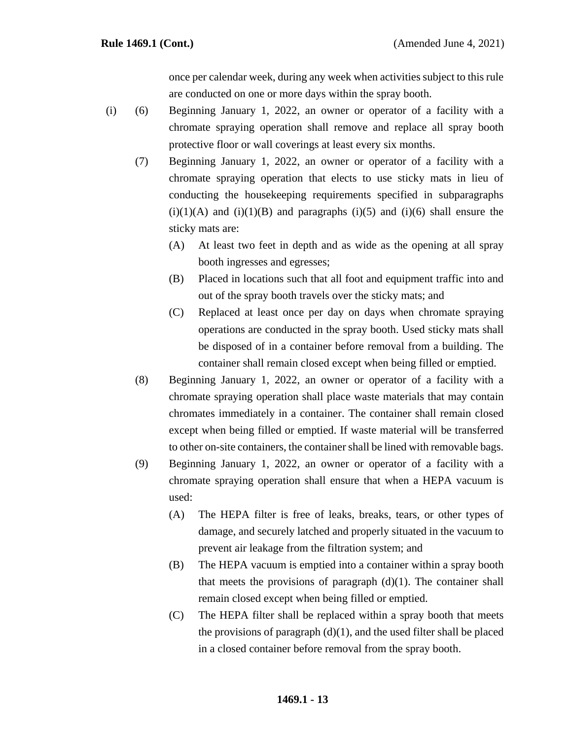once per calendar week, during any week when activities subject to this rule are conducted on one or more days within the spray booth.

(i) (6) Beginning January 1, 2022, an owner or operator of a facility with a chromate spraying operation shall remove and replace all spray booth protective floor or wall coverings at least every six months.

(7) Beginning January 1, 2022, an owner or operator of a facility with a chromate spraying operation that elects to use sticky mats in lieu of conducting the housekeeping requirements specified in subparagraphs (i)(1)(A) and (i)(1)(B) and paragraphs (i)(5) and (i)(6) shall ensure the sticky mats are:

(A) At least two feet in depth and as wide as the opening at all spray booth ingresses and egresses;

(B) Placed in locations such that all foot and equipment traffic into and out of the spray booth travels over the sticky mats; and

(C) Replaced at least once per day on days when chromate spraying operations are conducted in the spray booth. Used sticky mats shall be disposed of in a container before removal from a building. The container shall remain closed except when being filled or emptied.

(8) Beginning January 1, 2022, an owner or operator of a facility with a chromate spraying operation shall place waste materials that may contain chromates immediately in a container. The container shall remain closed except when being filled or emptied. If waste material will be transferred to other on-site containers, the container shall be lined with removable bags.

(9) Beginning January 1, 2022, an owner or operator of a facility with a chromate spraying operation shall ensure that when a HEPA vacuum is used:

(A) The HEPA filter is free of leaks, breaks, tears, or other types of damage, and securely latched and properly situated in the vacuum to prevent air leakage from the filtration system; and

(B) The HEPA vacuum is emptied into a container within a spray booth that meets the provisions of paragraph (d)(1). The container shall remain closed except when being filled or emptied.

(C) The HEPA filter shall be replaced within a spray booth that meets the provisions of paragraph (d)(1), and the used filter shall be placed in a closed container before removal from the spray booth.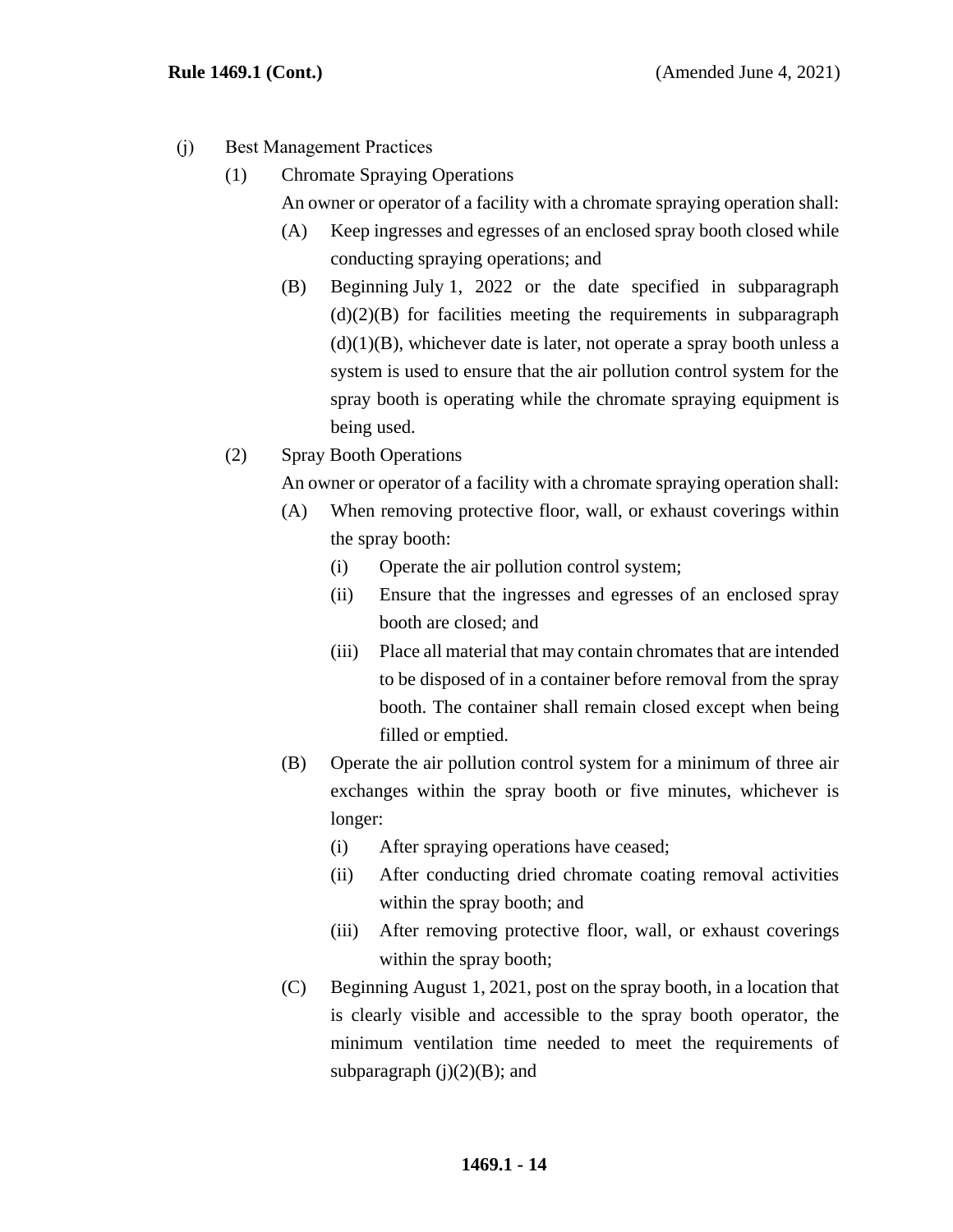(j) Best Management Practices

(1) Chromate Spraying Operations

An owner or operator of a facility with a chromate spraying operation shall:

(A) Keep ingresses and egresses of an enclosed spray booth closed while conducting spraying operations; and

(B) Beginning July 1, 2022 or the date specified in subparagraph (d)(2)(B) for facilities meeting the requirements in subparagraph (d)(1)(B), whichever date is later, not operate a spray booth unless a system is used to ensure that the air pollution control system for the spray booth is operating while the chromate spraying equipment is being used.

(2) Spray Booth Operations

An owner or operator of a facility with a chromate spraying operation shall:

(A) When removing protective floor, wall, or exhaust coverings within the spray booth:

(i) Operate the air pollution control system;

(ii) Ensure that the ingresses and egresses of an enclosed spray booth are closed; and

(iii) Place all material that may contain chromates that are intended to be disposed of in a container before removal from the spray booth. The container shall remain closed except when being filled or emptied.

(B) Operate the air pollution control system for a minimum of three air exchanges within the spray booth or five minutes, whichever is longer:

(i) After spraying operations have ceased;

(ii) After conducting dried chromate coating removal activities within the spray booth; and

(iii) After removing protective floor, wall, or exhaust coverings within the spray booth;

(C) Beginning August 1, 2021, post on the spray booth, in a location that is clearly visible and accessible to the spray booth operator, the minimum ventilation time needed to meet the requirements of subparagraph (j)(2)(B); and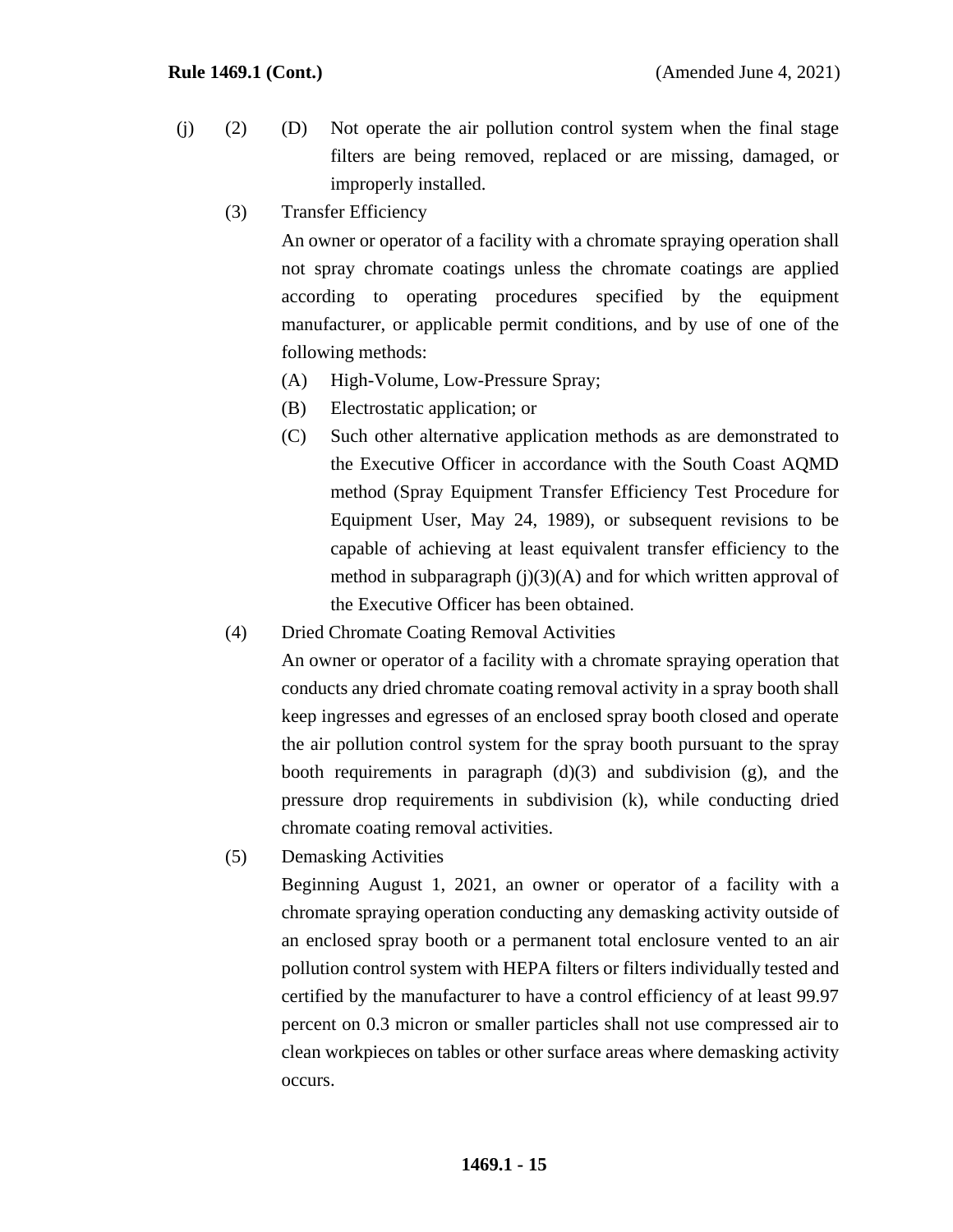(j) (2) (D) Not operate the air pollution control system when the final stage filters are being removed, replaced or are missing, damaged, or improperly installed.

(3) Transfer Efficiency

An owner or operator of a facility with a chromate spraying operation shall not spray chromate coatings unless the chromate coatings are applied according to operating procedures specified by the equipment manufacturer, or applicable permit conditions, and by use of one of the following methods:

(A) High-Volume, Low-Pressure Spray;

(B) Electrostatic application; or

(C) Such other alternative application methods as are demonstrated to the Executive Officer in accordance with the South Coast AQMD method (Spray Equipment Transfer Efficiency Test Procedure for Equipment User, May 24, 1989), or subsequent revisions to be capable of achieving at least equivalent transfer efficiency to the method in subparagraph (j)(3)(A) and for which written approval of the Executive Officer has been obtained.

(4) Dried Chromate Coating Removal Activities

An owner or operator of a facility with a chromate spraying operation that conducts any dried chromate coating removal activity in a spray booth shall keep ingresses and egresses of an enclosed spray booth closed and operate the air pollution control system for the spray booth pursuant to the spray booth requirements in paragraph (d)(3) and subdivision (g), and the pressure drop requirements in subdivision (k), while conducting dried chromate coating removal activities.

(5) Demasking Activities

Beginning August 1, 2021, an owner or operator of a facility with a chromate spraying operation conducting any demasking activity outside of an enclosed spray booth or a permanent total enclosure vented to an air pollution control system with HEPA filters or filters individually tested and certified by the manufacturer to have a control efficiency of at least 99.97 percent on 0.3 micron or smaller particles shall not use compressed air to clean workpieces on tables or other surface areas where demasking activity occurs.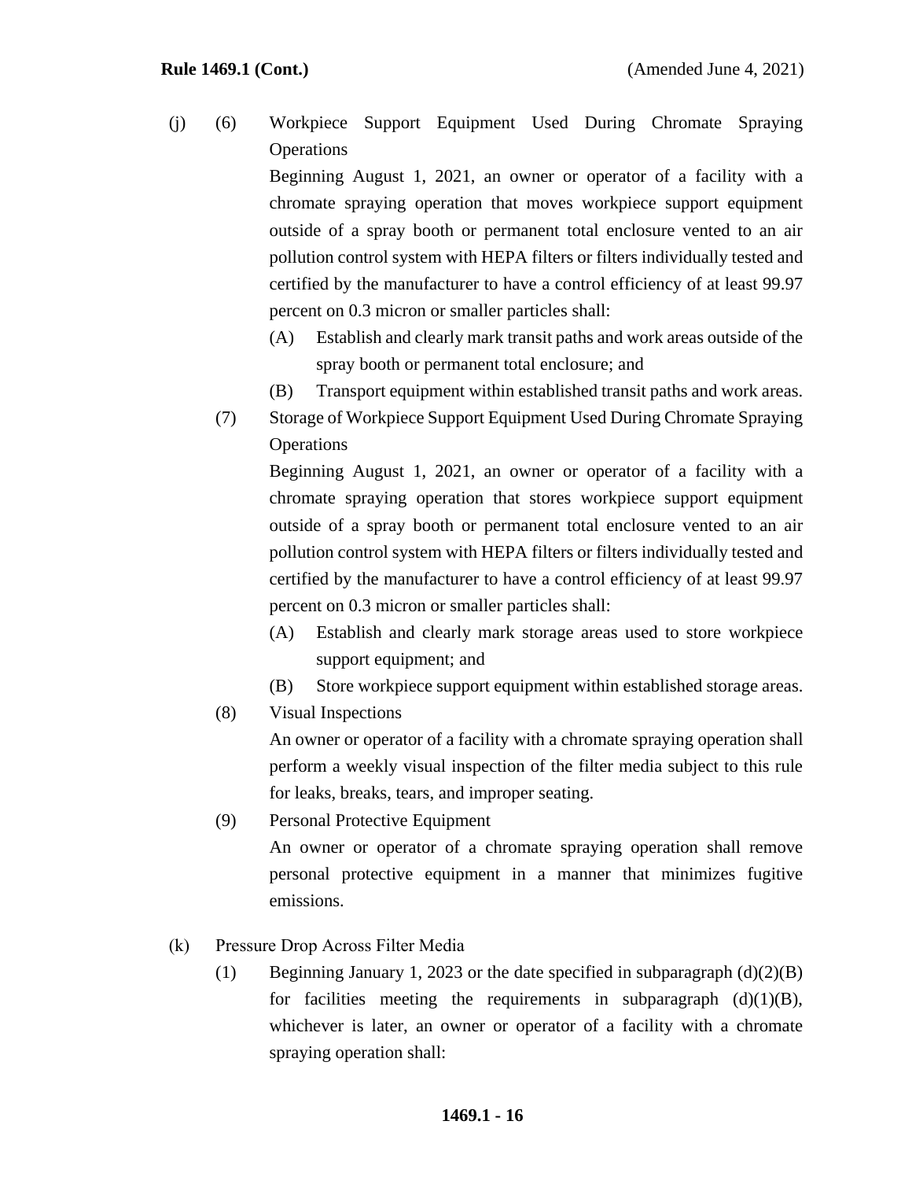(j) (6) Workpiece Support Equipment Used During Chromate Spraying Operations

Beginning August 1, 2021, an owner or operator of a facility with a chromate spraying operation that moves workpiece support equipment outside of a spray booth or permanent total enclosure vented to an air pollution control system with HEPA filters or filters individually tested and certified by the manufacturer to have a control efficiency of at least 99.97 percent on 0.3 micron or smaller particles shall:

(A) Establish and clearly mark transit paths and work areas outside of the spray booth or permanent total enclosure; and

(B) Transport equipment within established transit paths and work areas.

(7) Storage of Workpiece Support Equipment Used During Chromate Spraying Operations

Beginning August 1, 2021, an owner or operator of a facility with a chromate spraying operation that stores workpiece support equipment outside of a spray booth or permanent total enclosure vented to an air pollution control system with HEPA filters or filters individually tested and certified by the manufacturer to have a control efficiency of at least 99.97 percent on 0.3 micron or smaller particles shall:

(A) Establish and clearly mark storage areas used to store workpiece support equipment; and

(B) Store workpiece support equipment within established storage areas.

(8) Visual Inspections

An owner or operator of a facility with a chromate spraying operation shall perform a weekly visual inspection of the filter media subject to this rule for leaks, breaks, tears, and improper seating.

(9) Personal Protective Equipment

An owner or operator of a chromate spraying operation shall remove personal protective equipment in a manner that minimizes fugitive emissions.

(k) Pressure Drop Across Filter Media

(1) Beginning January 1, 2023 or the date specified in subparagraph (d)(2)(B) for facilities meeting the requirements in subparagraph (d)(1)(B), whichever is later, an owner or operator of a facility with a chromate spraying operation shall: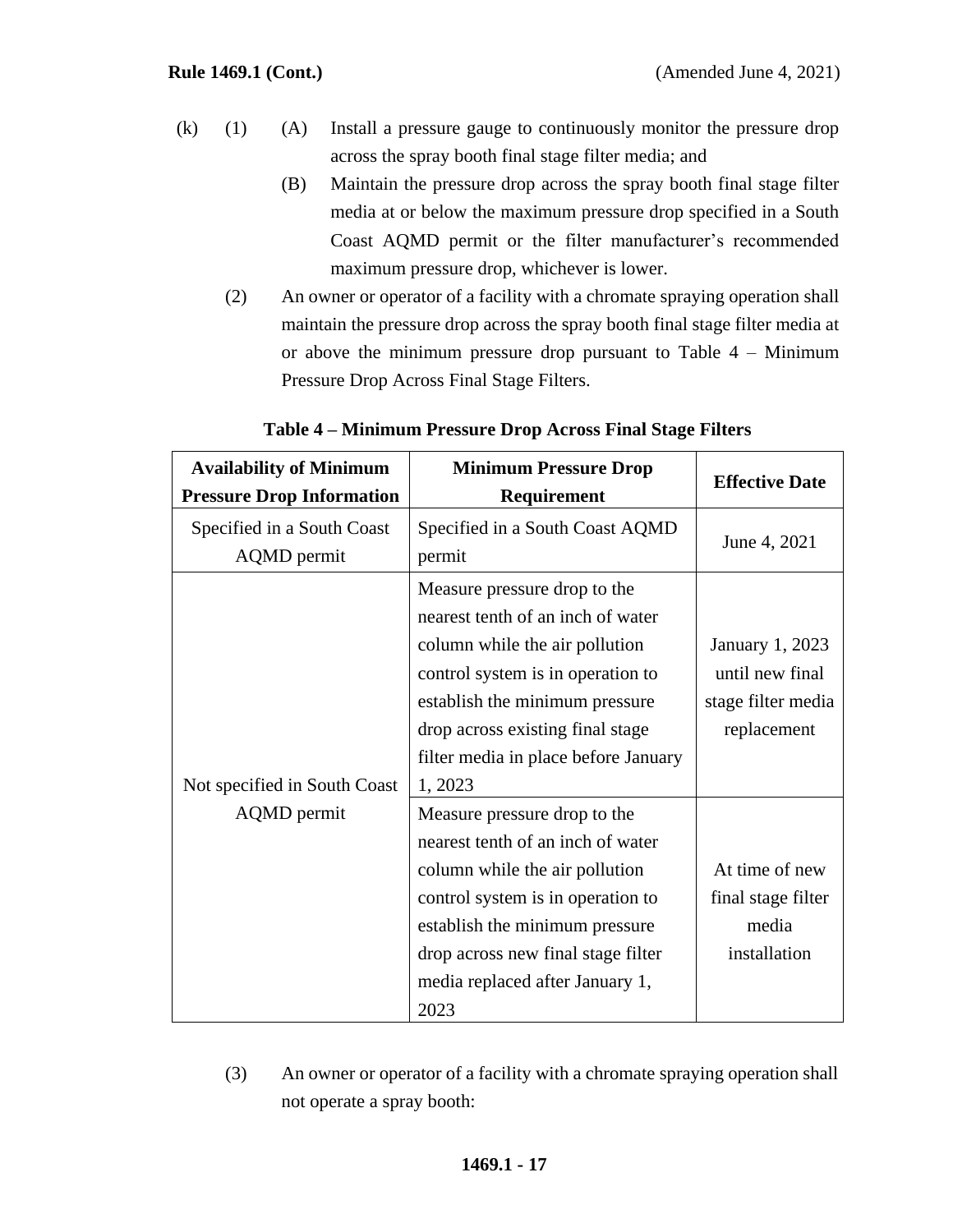(k) (1) (A) Install a pressure gauge to continuously monitor the pressure drop across the spray booth final stage filter media; and

(B) Maintain the pressure drop across the spray booth final stage filter media at or below the maximum pressure drop specified in a South Coast AQMD permit or the filter manufacturer's recommended maximum pressure drop, whichever is lower.

(2) An owner or operator of a facility with a chromate spraying operation shall maintain the pressure drop across the spray booth final stage filter media at or above the minimum pressure drop pursuant to Table 4 – Minimum Pressure Drop Across Final Stage Filters.

**Table 4 – Minimum Pressure Drop Across Final Stage Filters**

| Availability of Minimum Pressure Drop Information | Minimum Pressure Drop Requirement | Effective Date |
|---|---|---|
| Specified in a South Coast AQMD permit | Specified in a South Coast AQMD permit | June 4, 2021 |
| Not specified in South Coast AQMD permit | Measure pressure drop to the nearest tenth of an inch of water column while the air pollution control system is in operation to establish the minimum pressure drop across existing final stage filter media in place before January 1, 2023 | January 1, 2023 until new final stage filter media replacement |
| | Measure pressure drop to the nearest tenth of an inch of water column while the air pollution control system is in operation to establish the minimum pressure drop across new final stage filter media replaced after January 1, 2023 | At time of new final stage filter media installation |

(3) An owner or operator of a facility with a chromate spraying operation shall not operate a spray booth: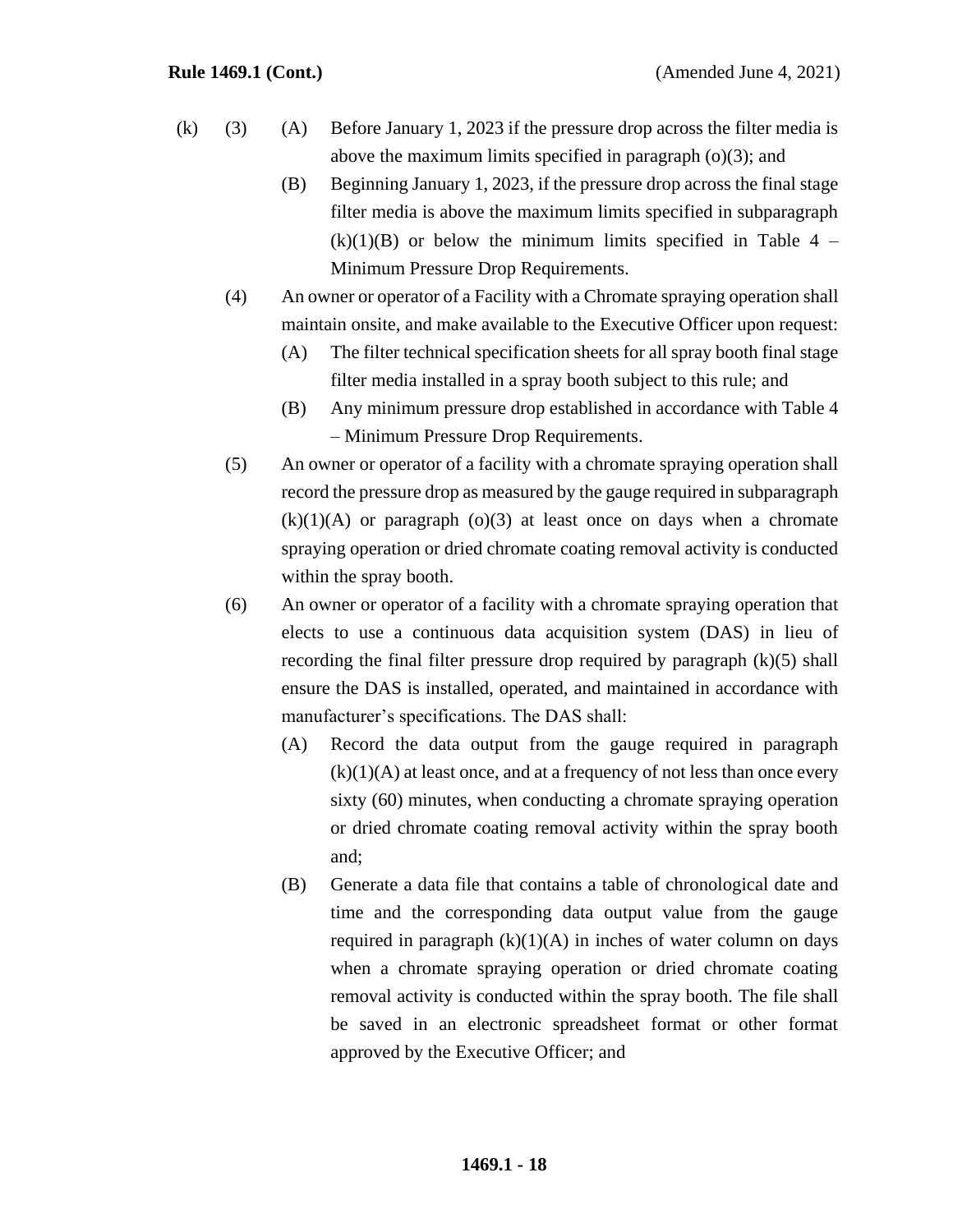(k) (3) (A) Before January 1, 2023 if the pressure drop across the filter media is above the maximum limits specified in paragraph (o)(3); and

(B) Beginning January 1, 2023, if the pressure drop across the final stage filter media is above the maximum limits specified in subparagraph (k)(1)(B) or below the minimum limits specified in Table 4 – Minimum Pressure Drop Requirements.

(4) An owner or operator of a Facility with a Chromate spraying operation shall maintain onsite, and make available to the Executive Officer upon request:

(A) The filter technical specification sheets for all spray booth final stage filter media installed in a spray booth subject to this rule; and

(B) Any minimum pressure drop established in accordance with Table 4 – Minimum Pressure Drop Requirements.

(5) An owner or operator of a facility with a chromate spraying operation shall record the pressure drop as measured by the gauge required in subparagraph (k)(1)(A) or paragraph (o)(3) at least once on days when a chromate spraying operation or dried chromate coating removal activity is conducted within the spray booth.

(6) An owner or operator of a facility with a chromate spraying operation that elects to use a continuous data acquisition system (DAS) in lieu of recording the final filter pressure drop required by paragraph (k)(5) shall ensure the DAS is installed, operated, and maintained in accordance with manufacturer's specifications. The DAS shall:

(A) Record the data output from the gauge required in paragraph (k)(1)(A) at least once, and at a frequency of not less than once every sixty (60) minutes, when conducting a chromate spraying operation or dried chromate coating removal activity within the spray booth and;

(B) Generate a data file that contains a table of chronological date and time and the corresponding data output value from the gauge required in paragraph (k)(1)(A) in inches of water column on days when a chromate spraying operation or dried chromate coating removal activity is conducted within the spray booth. The file shall be saved in an electronic spreadsheet format or other format approved by the Executive Officer; and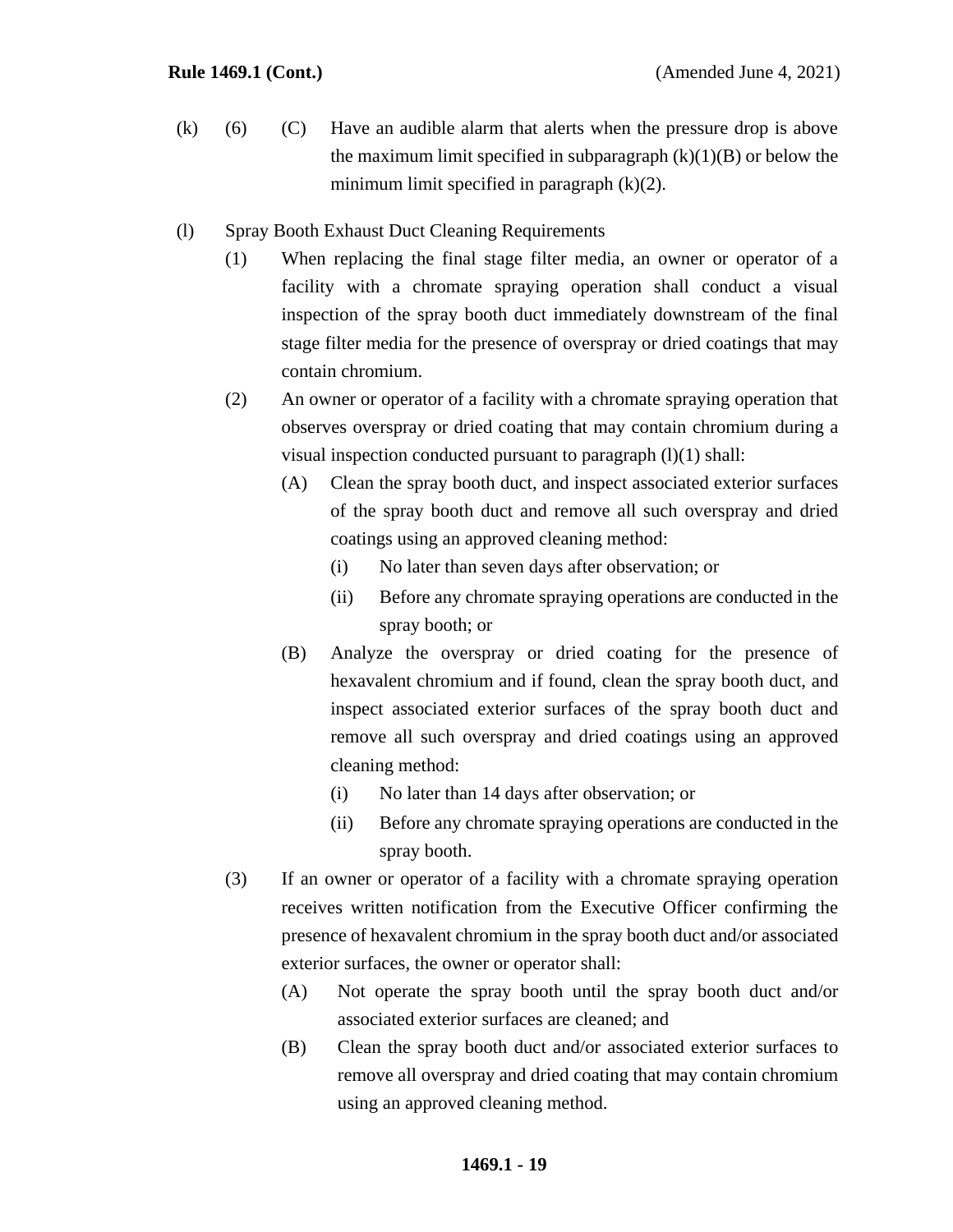(k) (6) (C) Have an audible alarm that alerts when the pressure drop is above the maximum limit specified in subparagraph (k)(1)(B) or below the minimum limit specified in paragraph (k)(2).

(l) Spray Booth Exhaust Duct Cleaning Requirements

(1) When replacing the final stage filter media, an owner or operator of a facility with a chromate spraying operation shall conduct a visual inspection of the spray booth duct immediately downstream of the final stage filter media for the presence of overspray or dried coatings that may contain chromium.

(2) An owner or operator of a facility with a chromate spraying operation that observes overspray or dried coating that may contain chromium during a visual inspection conducted pursuant to paragraph (l)(1) shall:

(A) Clean the spray booth duct, and inspect associated exterior surfaces of the spray booth duct and remove all such overspray and dried coatings using an approved cleaning method:

(i) No later than seven days after observation; or

(ii) Before any chromate spraying operations are conducted in the spray booth; or

(B) Analyze the overspray or dried coating for the presence of hexavalent chromium and if found, clean the spray booth duct, and inspect associated exterior surfaces of the spray booth duct and remove all such overspray and dried coatings using an approved cleaning method:

(i) No later than 14 days after observation; or

(ii) Before any chromate spraying operations are conducted in the spray booth.

(3) If an owner or operator of a facility with a chromate spraying operation receives written notification from the Executive Officer confirming the presence of hexavalent chromium in the spray booth duct and/or associated exterior surfaces, the owner or operator shall:

(A) Not operate the spray booth until the spray booth duct and/or associated exterior surfaces are cleaned; and

(B) Clean the spray booth duct and/or associated exterior surfaces to remove all overspray and dried coating that may contain chromium using an approved cleaning method.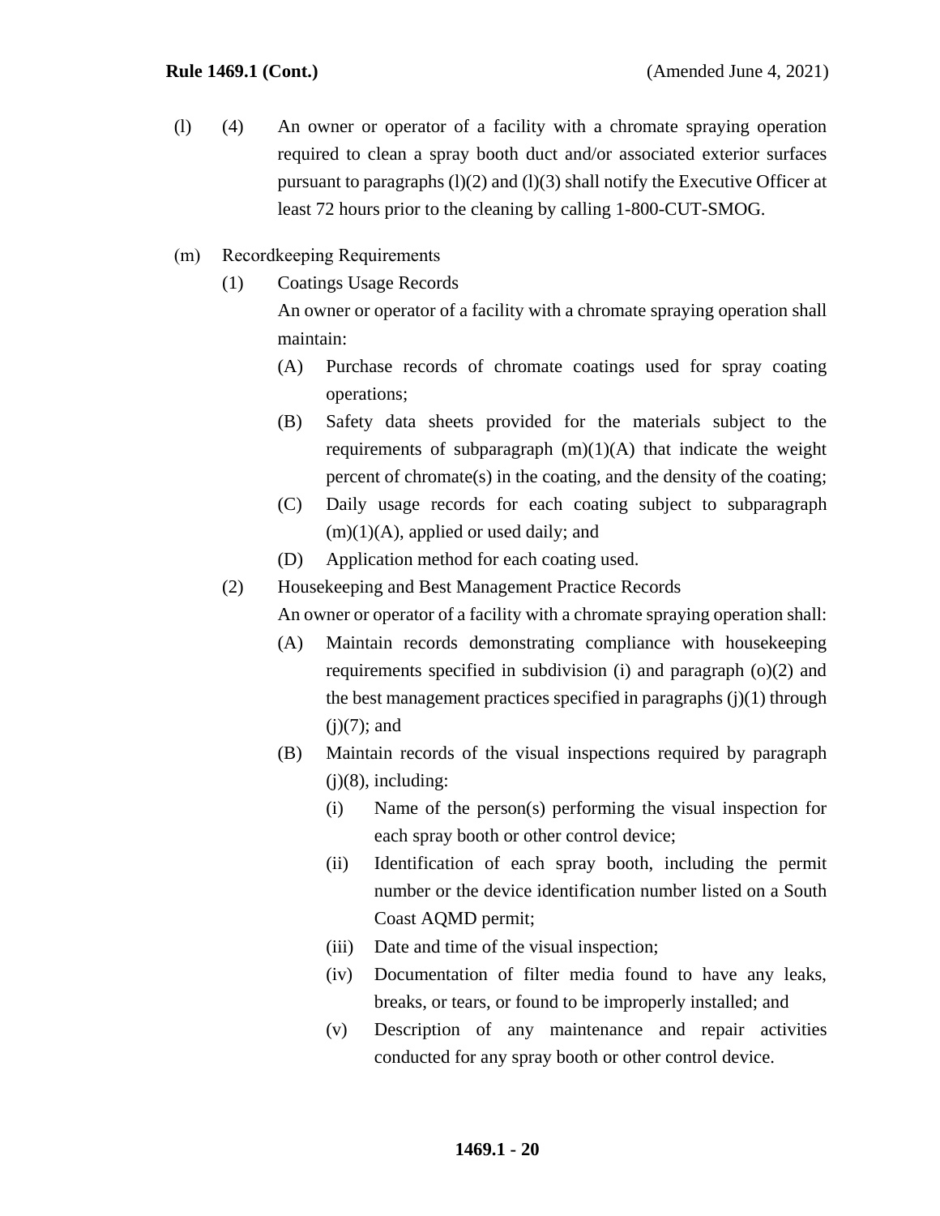(l) (4) An owner or operator of a facility with a chromate spraying operation required to clean a spray booth duct and/or associated exterior surfaces pursuant to paragraphs (l)(2) and (l)(3) shall notify the Executive Officer at least 72 hours prior to the cleaning by calling 1-800-CUT-SMOG.

(m) Recordkeeping Requirements

(1) Coatings Usage Records

An owner or operator of a facility with a chromate spraying operation shall maintain:

(A) Purchase records of chromate coatings used for spray coating operations;

(B) Safety data sheets provided for the materials subject to the requirements of subparagraph (m)(1)(A) that indicate the weight percent of chromate(s) in the coating, and the density of the coating;

(C) Daily usage records for each coating subject to subparagraph (m)(1)(A), applied or used daily; and

(D) Application method for each coating used.

(2) Housekeeping and Best Management Practice Records

An owner or operator of a facility with a chromate spraying operation shall:

(A) Maintain records demonstrating compliance with housekeeping requirements specified in subdivision (i) and paragraph (o)(2) and the best management practices specified in paragraphs (j)(1) through (j)(7); and

(B) Maintain records of the visual inspections required by paragraph (j)(8), including:

(i) Name of the person(s) performing the visual inspection for each spray booth or other control device;

(ii) Identification of each spray booth, including the permit number or the device identification number listed on a South Coast AQMD permit;

(iii) Date and time of the visual inspection;

(iv) Documentation of filter media found to have any leaks, breaks, or tears, or found to be improperly installed; and

(v) Description of any maintenance and repair activities conducted for any spray booth or other control device.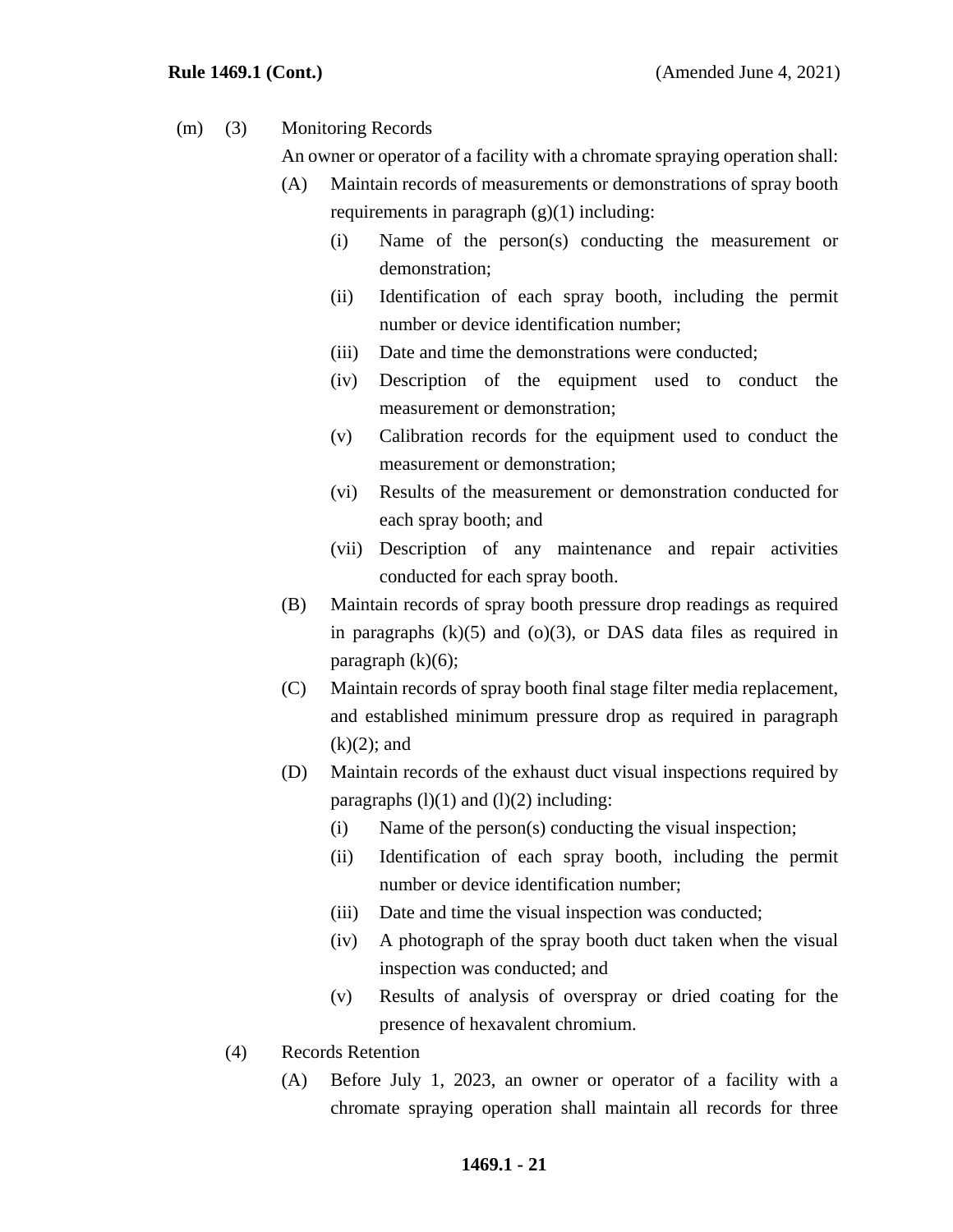(m) (3) Monitoring Records

An owner or operator of a facility with a chromate spraying operation shall:

- (A) Maintain records of measurements or demonstrations of spray booth requirements in paragraph (g)(1) including:
  - (i) Name of the person(s) conducting the measurement or demonstration;
  - (ii) Identification of each spray booth, including the permit number or device identification number;
  - (iii) Date and time the demonstrations were conducted;
  - (iv) Description of the equipment used to conduct the measurement or demonstration;
  - (v) Calibration records for the equipment used to conduct the measurement or demonstration;
  - (vi) Results of the measurement or demonstration conducted for each spray booth; and
  - (vii) Description of any maintenance and repair activities conducted for each spray booth.
- (B) Maintain records of spray booth pressure drop readings as required in paragraphs (k)(5) and (o)(3), or DAS data files as required in paragraph (k)(6);
- (C) Maintain records of spray booth final stage filter media replacement, and established minimum pressure drop as required in paragraph (k)(2); and
- (D) Maintain records of the exhaust duct visual inspections required by paragraphs (l)(1) and (l)(2) including:
  - (i) Name of the person(s) conducting the visual inspection;
  - (ii) Identification of each spray booth, including the permit number or device identification number;
  - (iii) Date and time the visual inspection was conducted;
  - (iv) A photograph of the spray booth duct taken when the visual inspection was conducted; and
  - (v) Results of analysis of overspray or dried coating for the presence of hexavalent chromium.

(4) Records Retention

- (A) Before July 1, 2023, an owner or operator of a facility with a chromate spraying operation shall maintain all records for three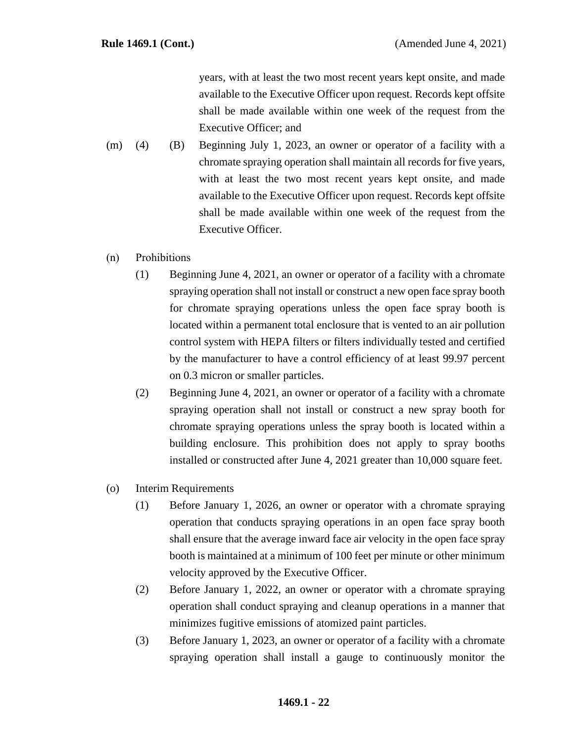years, with at least the two most recent years kept onsite, and made available to the Executive Officer upon request. Records kept offsite shall be made available within one week of the request from the Executive Officer; and

(m) (4) (B) Beginning July 1, 2023, an owner or operator of a facility with a chromate spraying operation shall maintain all records for five years, with at least the two most recent years kept onsite, and made available to the Executive Officer upon request. Records kept offsite shall be made available within one week of the request from the Executive Officer.

(n) Prohibitions

(1) Beginning June 4, 2021, an owner or operator of a facility with a chromate spraying operation shall not install or construct a new open face spray booth for chromate spraying operations unless the open face spray booth is located within a permanent total enclosure that is vented to an air pollution control system with HEPA filters or filters individually tested and certified by the manufacturer to have a control efficiency of at least 99.97 percent on 0.3 micron or smaller particles.

(2) Beginning June 4, 2021, an owner or operator of a facility with a chromate spraying operation shall not install or construct a new spray booth for chromate spraying operations unless the spray booth is located within a building enclosure. This prohibition does not apply to spray booths installed or constructed after June 4, 2021 greater than 10,000 square feet.

(o) Interim Requirements

(1) Before January 1, 2026, an owner or operator with a chromate spraying operation that conducts spraying operations in an open face spray booth shall ensure that the average inward face air velocity in the open face spray booth is maintained at a minimum of 100 feet per minute or other minimum velocity approved by the Executive Officer.

(2) Before January 1, 2022, an owner or operator with a chromate spraying operation shall conduct spraying and cleanup operations in a manner that minimizes fugitive emissions of atomized paint particles.

(3) Before January 1, 2023, an owner or operator of a facility with a chromate spraying operation shall install a gauge to continuously monitor the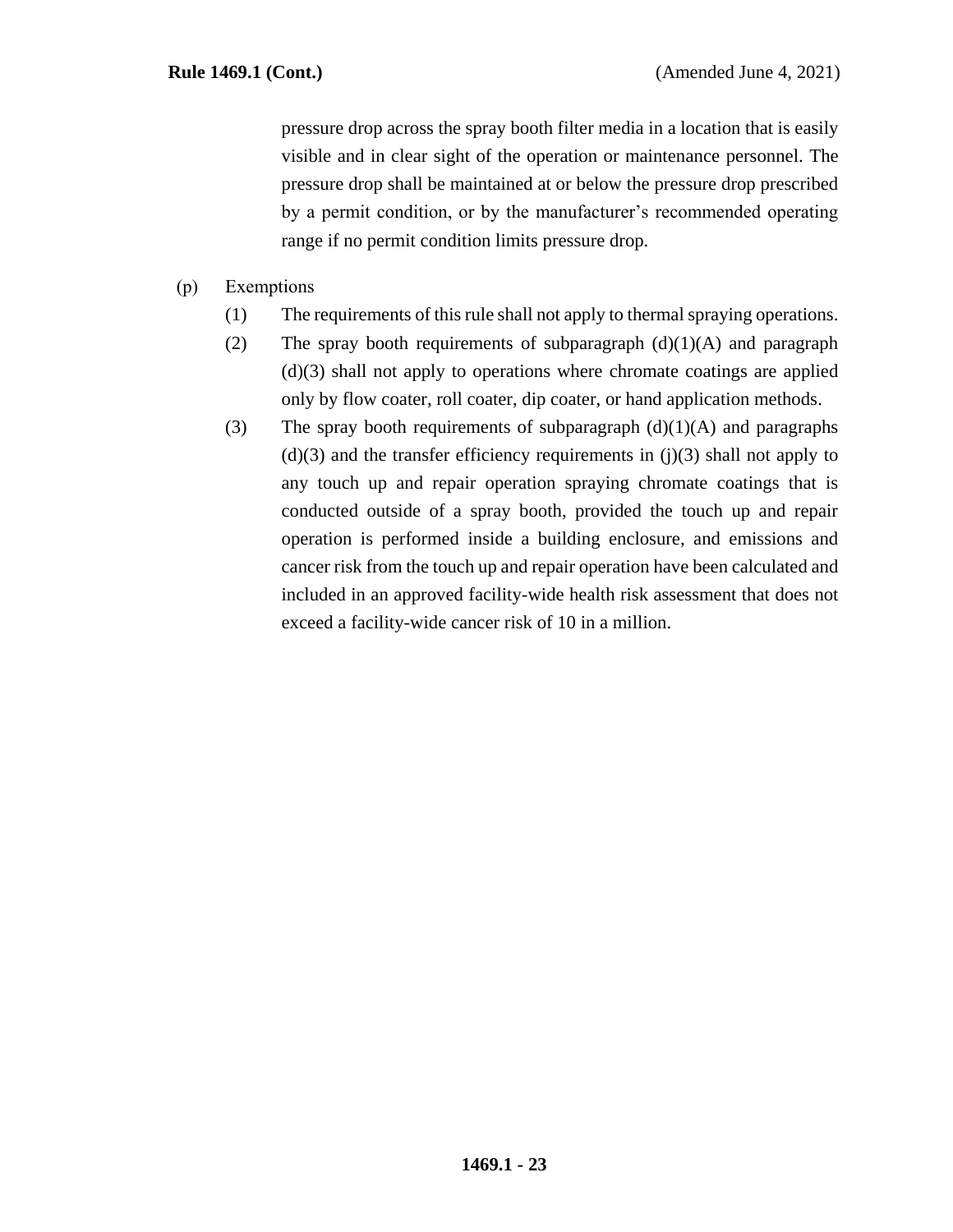pressure drop across the spray booth filter media in a location that is easily visible and in clear sight of the operation or maintenance personnel. The pressure drop shall be maintained at or below the pressure drop prescribed by a permit condition, or by the manufacturer's recommended operating range if no permit condition limits pressure drop.

(p) Exemptions

(1) The requirements of this rule shall not apply to thermal spraying operations.

(2) The spray booth requirements of subparagraph (d)(1)(A) and paragraph (d)(3) shall not apply to operations where chromate coatings are applied only by flow coater, roll coater, dip coater, or hand application methods.

(3) The spray booth requirements of subparagraph (d)(1)(A) and paragraphs (d)(3) and the transfer efficiency requirements in (j)(3) shall not apply to any touch up and repair operation spraying chromate coatings that is conducted outside of a spray booth, provided the touch up and repair operation is performed inside a building enclosure, and emissions and cancer risk from the touch up and repair operation have been calculated and included in an approved facility-wide health risk assessment that does not exceed a facility-wide cancer risk of 10 in a million.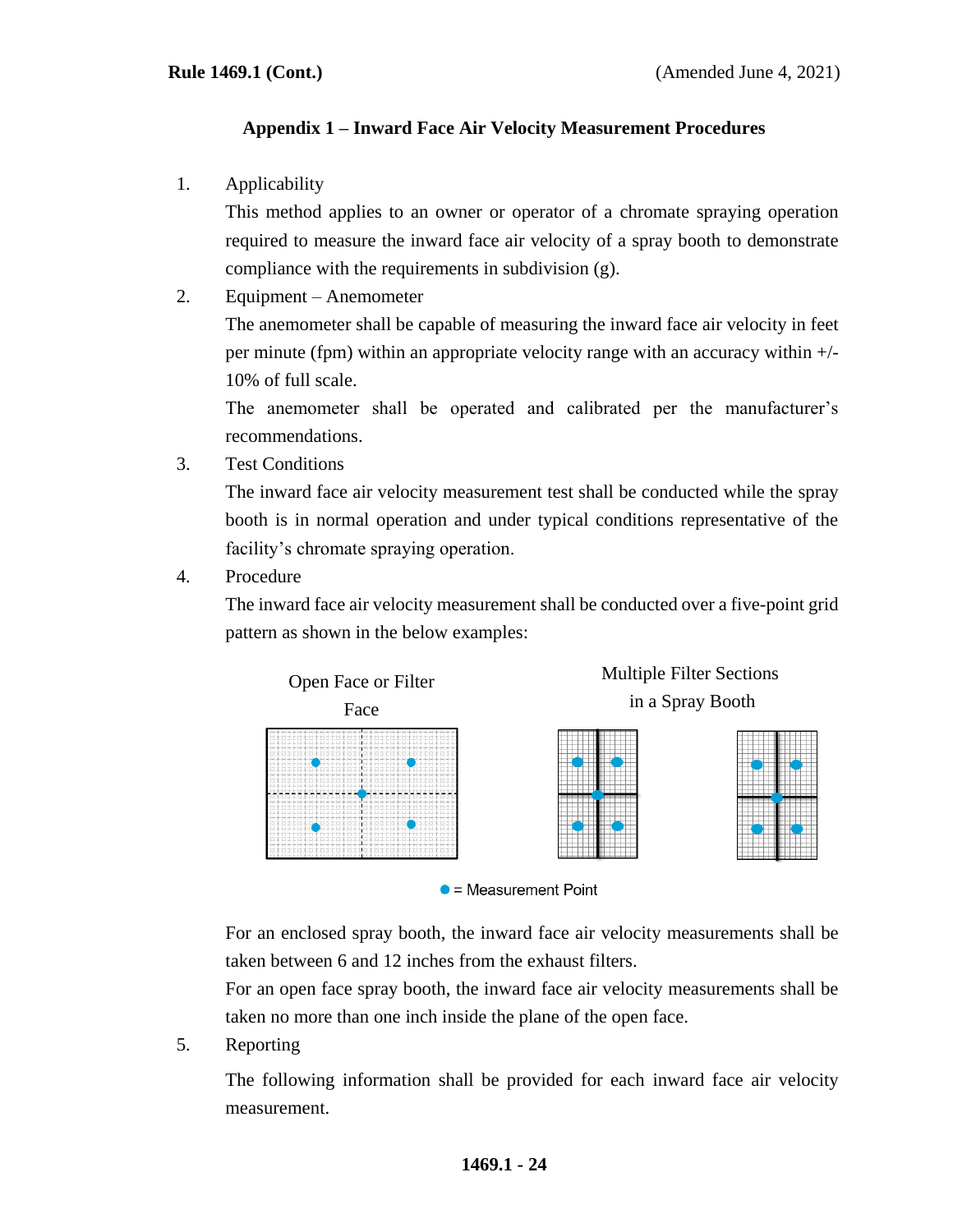## Appendix 1 – Inward Face Air Velocity Measurement Procedures

1. Applicability

   This method applies to an owner or operator of a chromate spraying operation required to measure the inward face air velocity of a spray booth to demonstrate compliance with the requirements in subdivision (g).

2. Equipment – Anemometer

   The anemometer shall be capable of measuring the inward face air velocity in feet per minute (fpm) within an appropriate velocity range with an accuracy within +/- 10% of full scale.

   The anemometer shall be operated and calibrated per the manufacturer's recommendations.

3. Test Conditions

   The inward face air velocity measurement test shall be conducted while the spray booth is in normal operation and under typical conditions representative of the facility's chromate spraying operation.

4. Procedure

   The inward face air velocity measurement shall be conducted over a five-point grid pattern as shown in the below examples:

   Open Face or Filter Face

   Multiple Filter Sections in a Spray Booth

   ● = Measurement Point

   For an enclosed spray booth, the inward face air velocity measurements shall be taken between 6 and 12 inches from the exhaust filters.

   For an open face spray booth, the inward face air velocity measurements shall be taken no more than one inch inside the plane of the open face.

5. Reporting

   The following information shall be provided for each inward face air velocity measurement.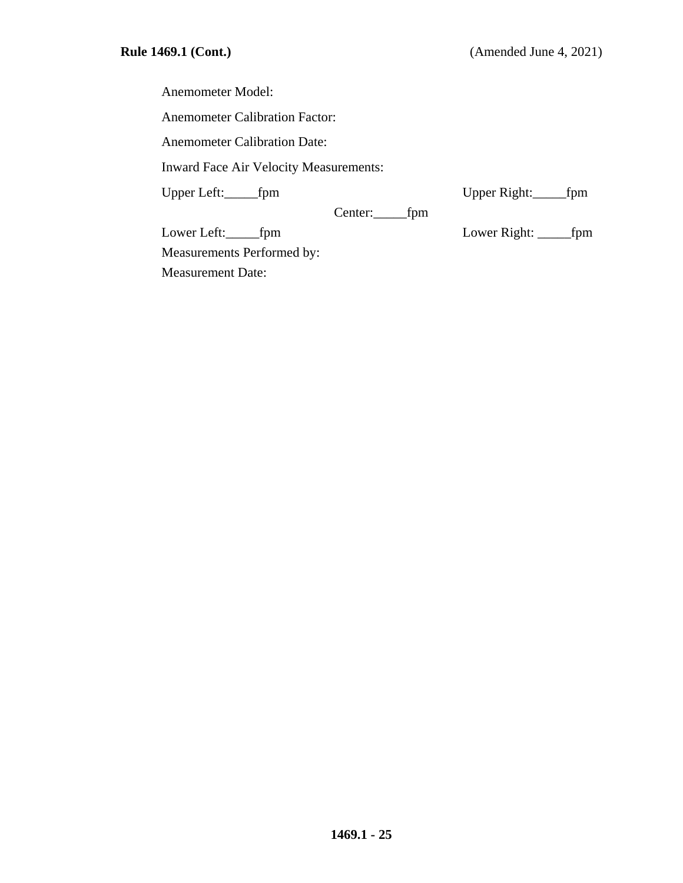Anemometer Model:

Anemometer Calibration Factor:

Anemometer Calibration Date:

Inward Face Air Velocity Measurements:

Upper Left:_____fpm Upper Right:_____fpm

Center:_____fpm

Lower Left:_____fpm Lower Right: _____fpm

Measurements Performed by:

Measurement Date: